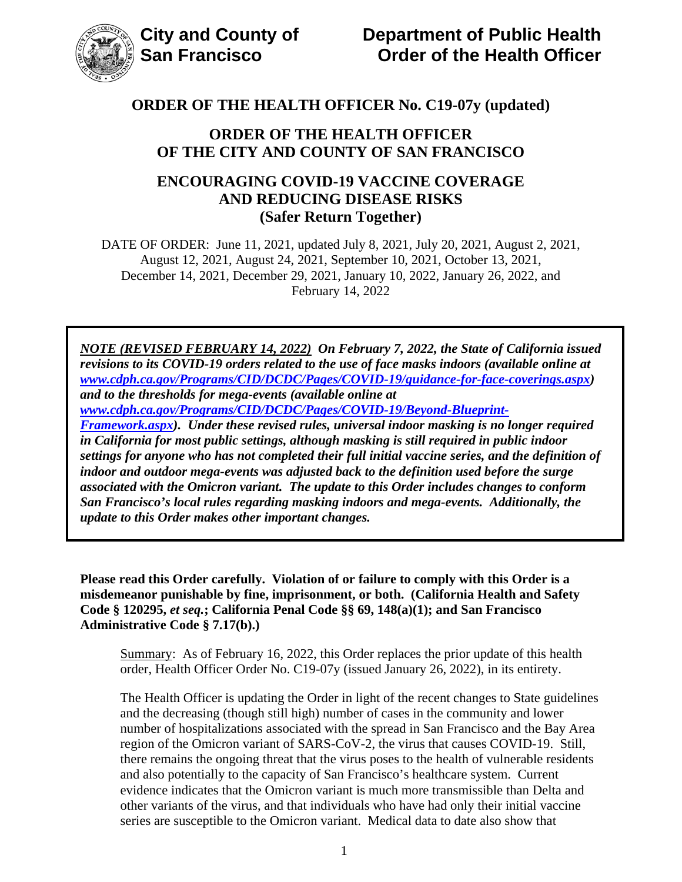**City and County of San Francisco**

**Department of Public Health**
**Order of the Health Officer**

# ORDER OF THE HEALTH OFFICER No. C19-07y (updated)

## ORDER OF THE HEALTH OFFICER OF THE CITY AND COUNTY OF SAN FRANCISCO

## ENCOURAGING COVID-19 VACCINE COVERAGE AND REDUCING DISEASE RISKS (Safer Return Together)

DATE OF ORDER: June 11, 2021, updated July 8, 2021, July 20, 2021, August 2, 2021, August 12, 2021, August 24, 2021, September 10, 2021, October 13, 2021, December 14, 2021, December 29, 2021, January 10, 2022, January 26, 2022, and February 14, 2022

***NOTE (REVISED FEBRUARY 14, 2022)** On February 7, 2022, the State of California issued revisions to its COVID-19 orders related to the use of face masks indoors (available online at www.cdph.ca.gov/Programs/CID/DCDC/Pages/COVID-19/guidance-for-face-coverings.aspx) and to the thresholds for mega-events (available online at www.cdph.ca.gov/Programs/CID/DCDC/Pages/COVID-19/Beyond-Blueprint-Framework.aspx). Under these revised rules, universal indoor masking is no longer required in California for most public settings, although masking is still required in public indoor settings for anyone who has not completed their full initial vaccine series, and the definition of indoor and outdoor mega-events was adjusted back to the definition used before the surge associated with the Omicron variant. The update to this Order includes changes to conform San Francisco's local rules regarding masking indoors and mega-events. Additionally, the update to this Order makes other important changes.*

**Please read this Order carefully. Violation of or failure to comply with this Order is a misdemeanor punishable by fine, imprisonment, or both. (California Health and Safety Code § 120295, *et seq.*; California Penal Code §§ 69, 148(a)(1); and San Francisco Administrative Code § 7.17(b).)**

Summary: As of February 16, 2022, this Order replaces the prior update of this health order, Health Officer Order No. C19-07y (issued January 26, 2022), in its entirety.

The Health Officer is updating the Order in light of the recent changes to State guidelines and the decreasing (though still high) number of cases in the community and lower number of hospitalizations associated with the spread in San Francisco and the Bay Area region of the Omicron variant of SARS-CoV-2, the virus that causes COVID-19. Still, there remains the ongoing threat that the virus poses to the health of vulnerable residents and also potentially to the capacity of San Francisco's healthcare system. Current evidence indicates that the Omicron variant is much more transmissible than Delta and other variants of the virus, and that individuals who have had only their initial vaccine series are susceptible to the Omicron variant. Medical data to date also show that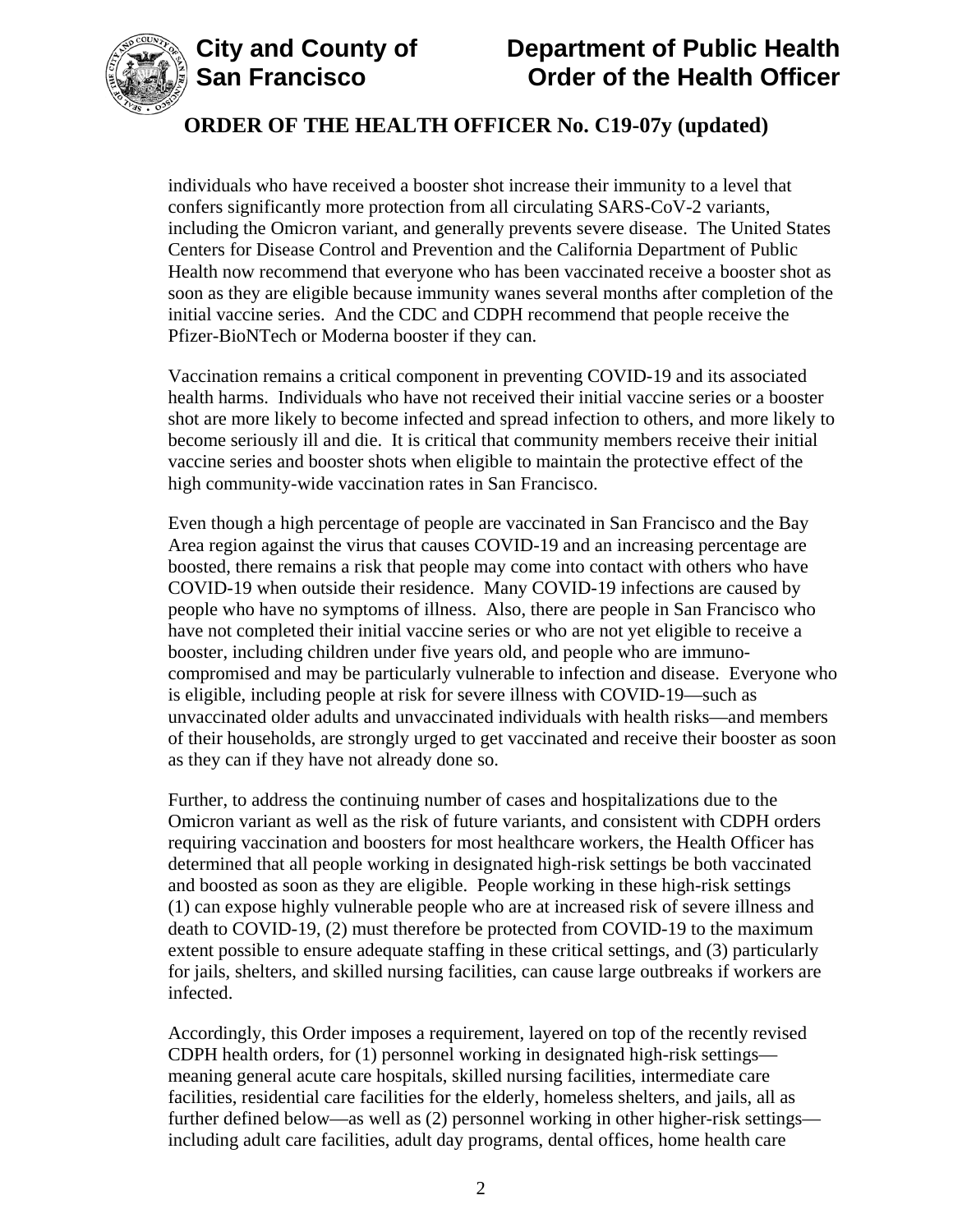individuals who have received a booster shot increase their immunity to a level that confers significantly more protection from all circulating SARS-CoV-2 variants, including the Omicron variant, and generally prevents severe disease. The United States Centers for Disease Control and Prevention and the California Department of Public Health now recommend that everyone who has been vaccinated receive a booster shot as soon as they are eligible because immunity wanes several months after completion of the initial vaccine series. And the CDC and CDPH recommend that people receive the Pfizer-BioNTech or Moderna booster if they can.

Vaccination remains a critical component in preventing COVID-19 and its associated health harms. Individuals who have not received their initial vaccine series or a booster shot are more likely to become infected and spread infection to others, and more likely to become seriously ill and die. It is critical that community members receive their initial vaccine series and booster shots when eligible to maintain the protective effect of the high community-wide vaccination rates in San Francisco.

Even though a high percentage of people are vaccinated in San Francisco and the Bay Area region against the virus that causes COVID-19 and an increasing percentage are boosted, there remains a risk that people may come into contact with others who have COVID-19 when outside their residence. Many COVID-19 infections are caused by people who have no symptoms of illness. Also, there are people in San Francisco who have not completed their initial vaccine series or who are not yet eligible to receive a booster, including children under five years old, and people who are immuno-compromised and may be particularly vulnerable to infection and disease. Everyone who is eligible, including people at risk for severe illness with COVID-19—such as unvaccinated older adults and unvaccinated individuals with health risks—and members of their households, are strongly urged to get vaccinated and receive their booster as soon as they can if they have not already done so.

Further, to address the continuing number of cases and hospitalizations due to the Omicron variant as well as the risk of future variants, and consistent with CDPH orders requiring vaccination and boosters for most healthcare workers, the Health Officer has determined that all people working in designated high-risk settings be both vaccinated and boosted as soon as they are eligible. People working in these high-risk settings (1) can expose highly vulnerable people who are at increased risk of severe illness and death to COVID-19, (2) must therefore be protected from COVID-19 to the maximum extent possible to ensure adequate staffing in these critical settings, and (3) particularly for jails, shelters, and skilled nursing facilities, can cause large outbreaks if workers are infected.

Accordingly, this Order imposes a requirement, layered on top of the recently revised CDPH health orders, for (1) personnel working in designated high-risk settings—meaning general acute care hospitals, skilled nursing facilities, intermediate care facilities, residential care facilities for the elderly, homeless shelters, and jails, all as further defined below—as well as (2) personnel working in other higher-risk settings—including adult care facilities, adult day programs, dental offices, home health care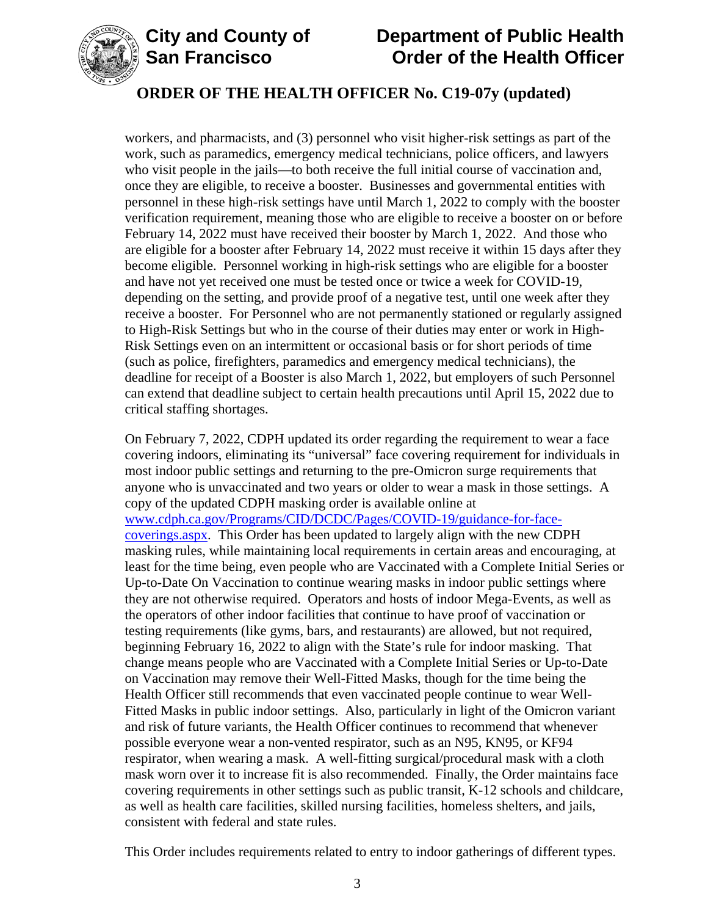workers, and pharmacists, and (3) personnel who visit higher-risk settings as part of the work, such as paramedics, emergency medical technicians, police officers, and lawyers who visit people in the jails—to both receive the full initial course of vaccination and, once they are eligible, to receive a booster. Businesses and governmental entities with personnel in these high-risk settings have until March 1, 2022 to comply with the booster verification requirement, meaning those who are eligible to receive a booster on or before February 14, 2022 must have received their booster by March 1, 2022. And those who are eligible for a booster after February 14, 2022 must receive it within 15 days after they become eligible. Personnel working in high-risk settings who are eligible for a booster and have not yet received one must be tested once or twice a week for COVID-19, depending on the setting, and provide proof of a negative test, until one week after they receive a booster. For Personnel who are not permanently stationed or regularly assigned to High-Risk Settings but who in the course of their duties may enter or work in High-Risk Settings even on an intermittent or occasional basis or for short periods of time (such as police, firefighters, paramedics and emergency medical technicians), the deadline for receipt of a Booster is also March 1, 2022, but employers of such Personnel can extend that deadline subject to certain health precautions until April 15, 2022 due to critical staffing shortages.

On February 7, 2022, CDPH updated its order regarding the requirement to wear a face covering indoors, eliminating its "universal" face covering requirement for individuals in most indoor public settings and returning to the pre-Omicron surge requirements that anyone who is unvaccinated and two years or older to wear a mask in those settings. A copy of the updated CDPH masking order is available online at [www.cdph.ca.gov/Programs/CID/DCDC/Pages/COVID-19/guidance-for-face-coverings.aspx](www.cdph.ca.gov/Programs/CID/DCDC/Pages/COVID-19/guidance-for-face-coverings.aspx). This Order has been updated to largely align with the new CDPH masking rules, while maintaining local requirements in certain areas and encouraging, at least for the time being, even people who are Vaccinated with a Complete Initial Series or Up-to-Date On Vaccination to continue wearing masks in indoor public settings where they are not otherwise required. Operators and hosts of indoor Mega-Events, as well as the operators of other indoor facilities that continue to have proof of vaccination or testing requirements (like gyms, bars, and restaurants) are allowed, but not required, beginning February 16, 2022 to align with the State's rule for indoor masking. That change means people who are Vaccinated with a Complete Initial Series or Up-to-Date on Vaccination may remove their Well-Fitted Masks, though for the time being the Health Officer still recommends that even vaccinated people continue to wear Well-Fitted Masks in public indoor settings. Also, particularly in light of the Omicron variant and risk of future variants, the Health Officer continues to recommend that whenever possible everyone wear a non-vented respirator, such as an N95, KN95, or KF94 respirator, when wearing a mask. A well-fitting surgical/procedural mask with a cloth mask worn over it to increase fit is also recommended. Finally, the Order maintains face covering requirements in other settings such as public transit, K-12 schools and childcare, as well as health care facilities, skilled nursing facilities, homeless shelters, and jails, consistent with federal and state rules.

This Order includes requirements related to entry to indoor gatherings of different types.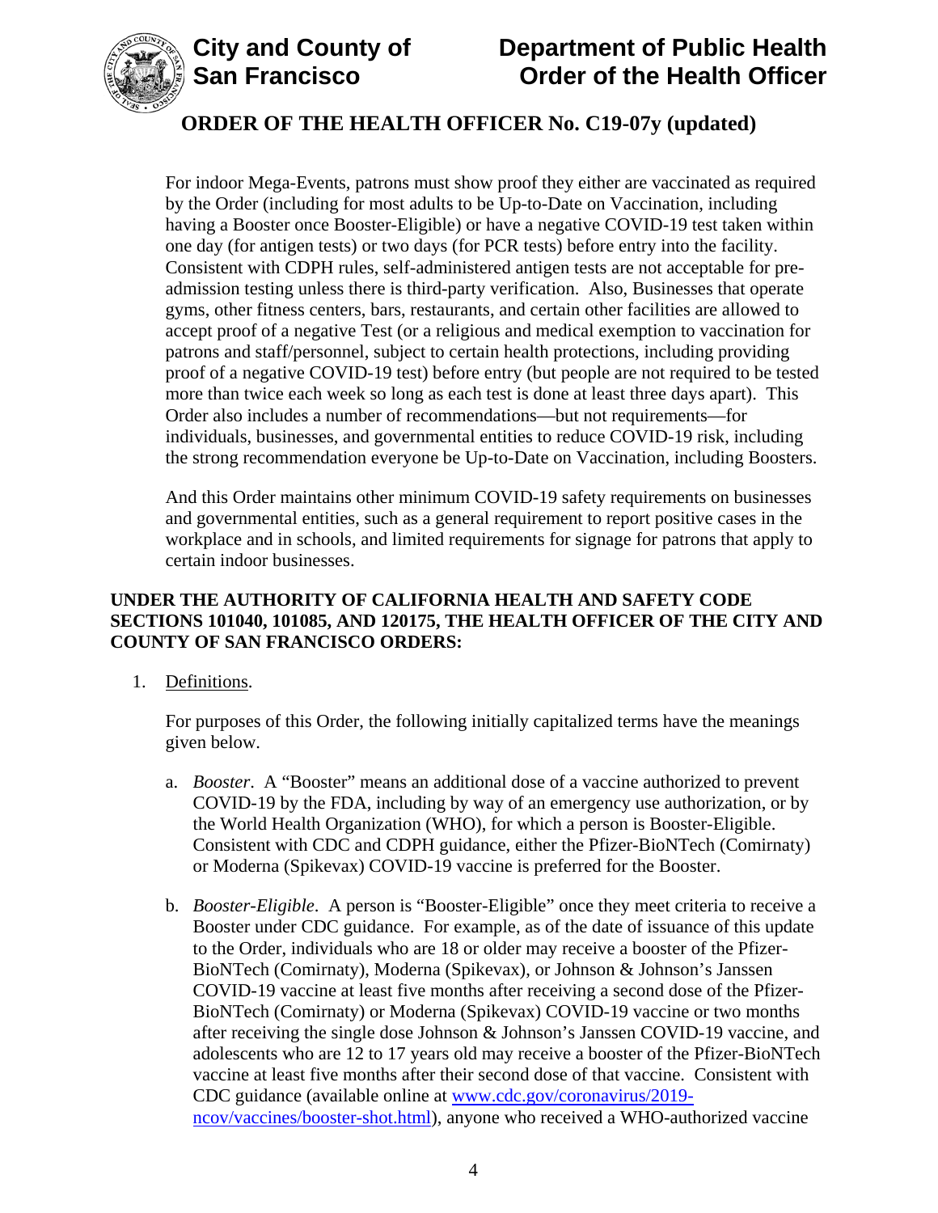For indoor Mega-Events, patrons must show proof they either are vaccinated as required by the Order (including for most adults to be Up-to-Date on Vaccination, including having a Booster once Booster-Eligible) or have a negative COVID-19 test taken within one day (for antigen tests) or two days (for PCR tests) before entry into the facility. Consistent with CDPH rules, self-administered antigen tests are not acceptable for pre-admission testing unless there is third-party verification. Also, Businesses that operate gyms, other fitness centers, bars, restaurants, and certain other facilities are allowed to accept proof of a negative Test (or a religious and medical exemption to vaccination for patrons and staff/personnel, subject to certain health protections, including providing proof of a negative COVID-19 test) before entry (but people are not required to be tested more than twice each week so long as each test is done at least three days apart). This Order also includes a number of recommendations—but not requirements—for individuals, businesses, and governmental entities to reduce COVID-19 risk, including the strong recommendation everyone be Up-to-Date on Vaccination, including Boosters.

And this Order maintains other minimum COVID-19 safety requirements on businesses and governmental entities, such as a general requirement to report positive cases in the workplace and in schools, and limited requirements for signage for patrons that apply to certain indoor businesses.

**UNDER THE AUTHORITY OF CALIFORNIA HEALTH AND SAFETY CODE SECTIONS 101040, 101085, AND 120175, THE HEALTH OFFICER OF THE CITY AND COUNTY OF SAN FRANCISCO ORDERS:**

1. Definitions.

   For purposes of this Order, the following initially capitalized terms have the meanings given below.

   a. *Booster*. A "Booster" means an additional dose of a vaccine authorized to prevent COVID-19 by the FDA, including by way of an emergency use authorization, or by the World Health Organization (WHO), for which a person is Booster-Eligible. Consistent with CDC and CDPH guidance, either the Pfizer-BioNTech (Comirnaty) or Moderna (Spikevax) COVID-19 vaccine is preferred for the Booster.

   b. *Booster-Eligible*. A person is "Booster-Eligible" once they meet criteria to receive a Booster under CDC guidance. For example, as of the date of issuance of this update to the Order, individuals who are 18 or older may receive a booster of the Pfizer-BioNTech (Comirnaty), Moderna (Spikevax), or Johnson & Johnson's Janssen COVID-19 vaccine at least five months after receiving a second dose of the Pfizer-BioNTech (Comirnaty) or Moderna (Spikevax) COVID-19 vaccine or two months after receiving the single dose Johnson & Johnson's Janssen COVID-19 vaccine, and adolescents who are 12 to 17 years old may receive a booster of the Pfizer-BioNTech vaccine at least five months after their second dose of that vaccine. Consistent with CDC guidance (available online at www.cdc.gov/coronavirus/2019-ncov/vaccines/booster-shot.html), anyone who received a WHO-authorized vaccine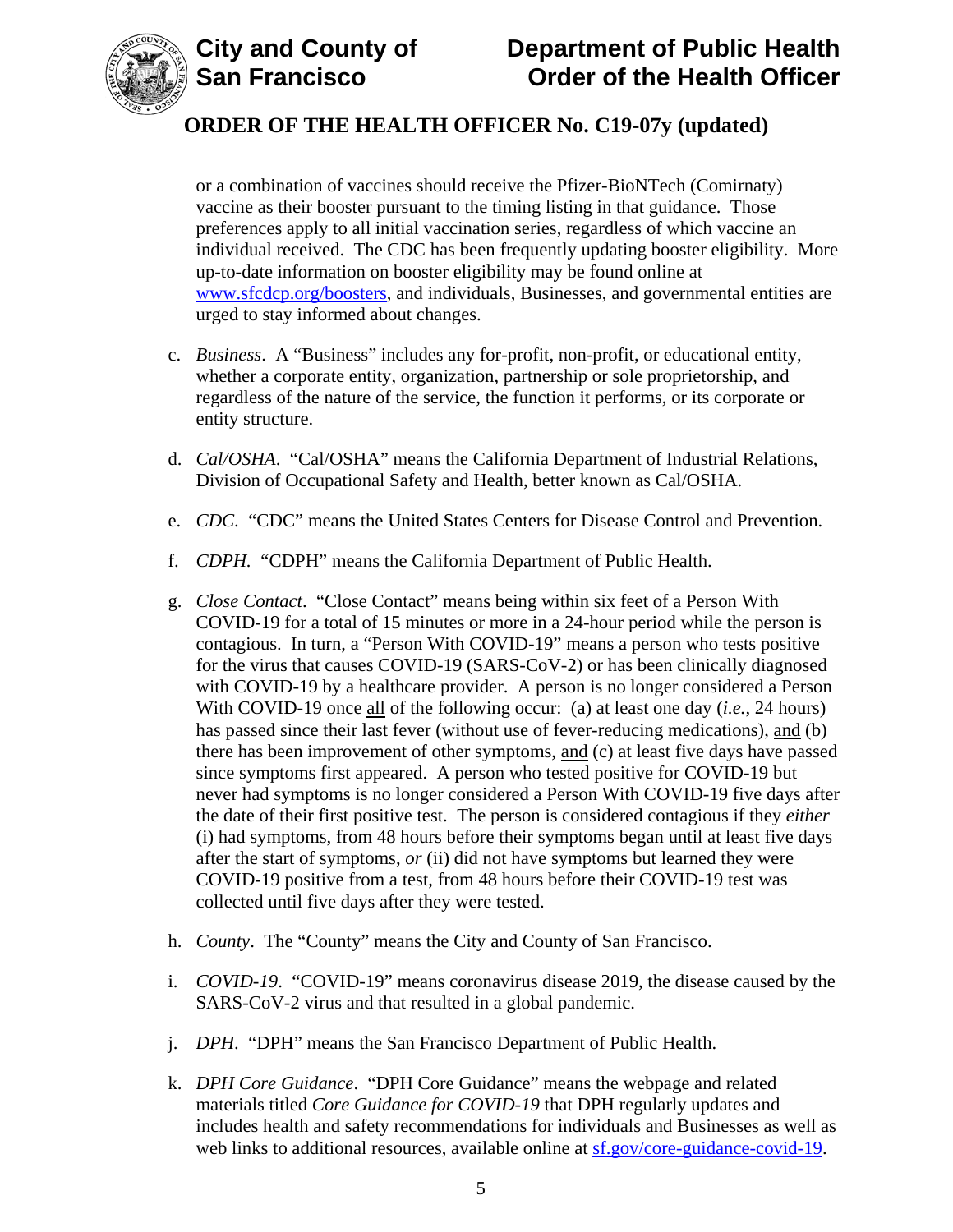or a combination of vaccines should receive the Pfizer-BioNTech (Comirnaty) vaccine as their booster pursuant to the timing listing in that guidance. Those preferences apply to all initial vaccination series, regardless of which vaccine an individual received. The CDC has been frequently updating booster eligibility. More up-to-date information on booster eligibility may be found online at [www.sfcdcp.org/boosters](http://www.sfcdcp.org/boosters), and individuals, Businesses, and governmental entities are urged to stay informed about changes.

c. *Business*. A "Business" includes any for-profit, non-profit, or educational entity, whether a corporate entity, organization, partnership or sole proprietorship, and regardless of the nature of the service, the function it performs, or its corporate or entity structure.

d. *Cal/OSHA*. "Cal/OSHA" means the California Department of Industrial Relations, Division of Occupational Safety and Health, better known as Cal/OSHA.

e. *CDC*. "CDC" means the United States Centers for Disease Control and Prevention.

f. *CDPH*. "CDPH" means the California Department of Public Health.

g. *Close Contact*. "Close Contact" means being within six feet of a Person With COVID-19 for a total of 15 minutes or more in a 24-hour period while the person is contagious. In turn, a "Person With COVID-19" means a person who tests positive for the virus that causes COVID-19 (SARS-CoV-2) or has been clinically diagnosed with COVID-19 by a healthcare provider. A person is no longer considered a Person With COVID-19 once all of the following occur: (a) at least one day (*i.e.*, 24 hours) has passed since their last fever (without use of fever-reducing medications), and (b) there has been improvement of other symptoms, and (c) at least five days have passed since symptoms first appeared. A person who tested positive for COVID-19 but never had symptoms is no longer considered a Person With COVID-19 five days after the date of their first positive test. The person is considered contagious if they *either* (i) had symptoms, from 48 hours before their symptoms began until at least five days after the start of symptoms, *or* (ii) did not have symptoms but learned they were COVID-19 positive from a test, from 48 hours before their COVID-19 test was collected until five days after they were tested.

h. *County*. The "County" means the City and County of San Francisco.

i. *COVID-19*. "COVID-19" means coronavirus disease 2019, the disease caused by the SARS-CoV-2 virus and that resulted in a global pandemic.

j. *DPH*. "DPH" means the San Francisco Department of Public Health.

k. *DPH Core Guidance*. "DPH Core Guidance" means the webpage and related materials titled *Core Guidance for COVID-19* that DPH regularly updates and includes health and safety recommendations for individuals and Businesses as well as web links to additional resources, available online at [sf.gov/core-guidance-covid-19](https://sf.gov/core-guidance-covid-19).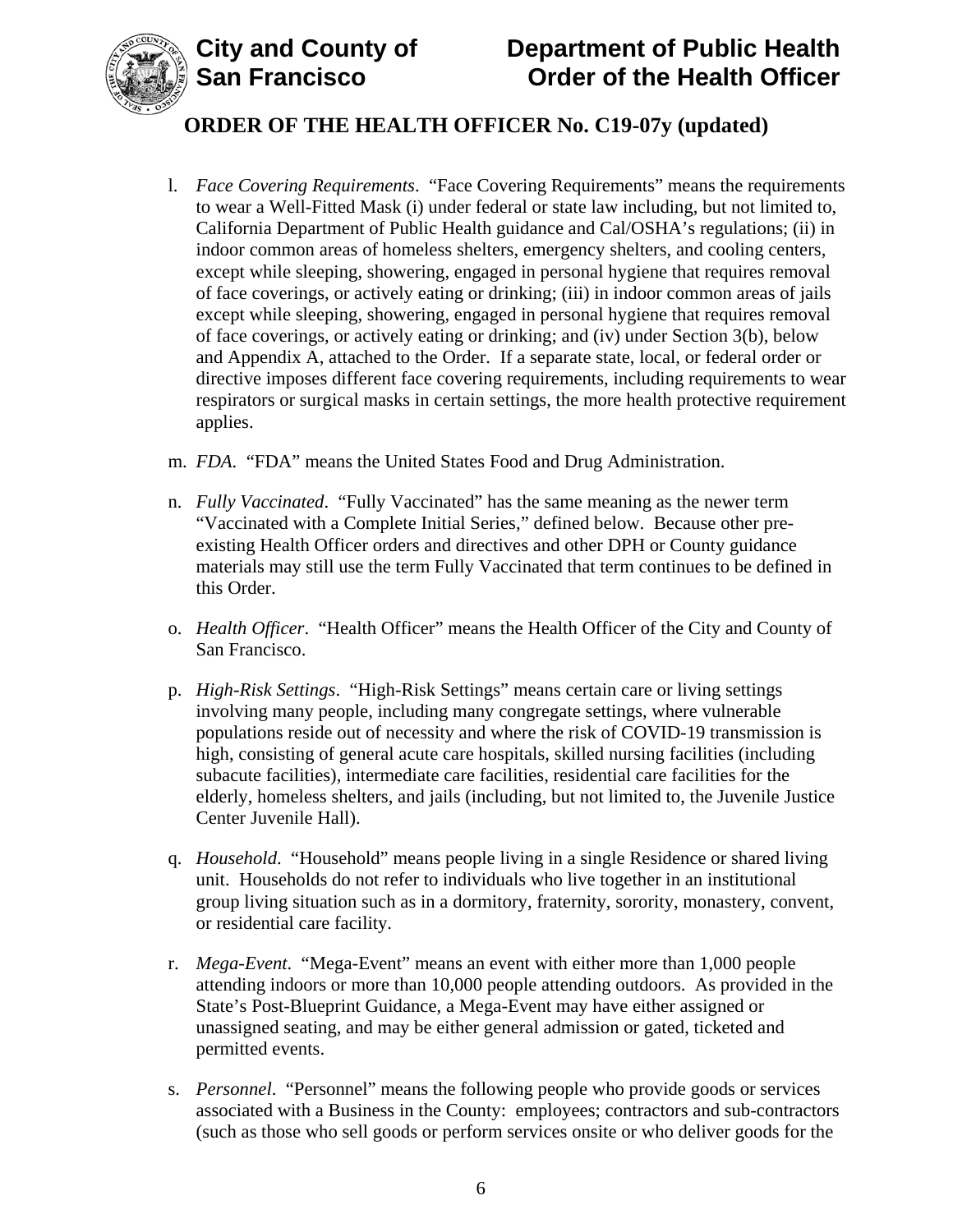l. *Face Covering Requirements*. "Face Covering Requirements" means the requirements to wear a Well-Fitted Mask (i) under federal or state law including, but not limited to, California Department of Public Health guidance and Cal/OSHA's regulations; (ii) in indoor common areas of homeless shelters, emergency shelters, and cooling centers, except while sleeping, showering, engaged in personal hygiene that requires removal of face coverings, or actively eating or drinking; (iii) in indoor common areas of jails except while sleeping, showering, engaged in personal hygiene that requires removal of face coverings, or actively eating or drinking; and (iv) under Section 3(b), below and Appendix A, attached to the Order. If a separate state, local, or federal order or directive imposes different face covering requirements, including requirements to wear respirators or surgical masks in certain settings, the more health protective requirement applies.

m. *FDA*. "FDA" means the United States Food and Drug Administration.

n. *Fully Vaccinated*. "Fully Vaccinated" has the same meaning as the newer term "Vaccinated with a Complete Initial Series," defined below. Because other pre-existing Health Officer orders and directives and other DPH or County guidance materials may still use the term Fully Vaccinated that term continues to be defined in this Order.

o. *Health Officer*. "Health Officer" means the Health Officer of the City and County of San Francisco.

p. *High-Risk Settings*. "High-Risk Settings" means certain care or living settings involving many people, including many congregate settings, where vulnerable populations reside out of necessity and where the risk of COVID-19 transmission is high, consisting of general acute care hospitals, skilled nursing facilities (including subacute facilities), intermediate care facilities, residential care facilities for the elderly, homeless shelters, and jails (including, but not limited to, the Juvenile Justice Center Juvenile Hall).

q. *Household*. "Household" means people living in a single Residence or shared living unit. Households do not refer to individuals who live together in an institutional group living situation such as in a dormitory, fraternity, sorority, monastery, convent, or residential care facility.

r. *Mega-Event*. "Mega-Event" means an event with either more than 1,000 people attending indoors or more than 10,000 people attending outdoors. As provided in the State's Post-Blueprint Guidance, a Mega-Event may have either assigned or unassigned seating, and may be either general admission or gated, ticketed and permitted events.

s. *Personnel*. "Personnel" means the following people who provide goods or services associated with a Business in the County: employees; contractors and sub-contractors (such as those who sell goods or perform services onsite or who deliver goods for the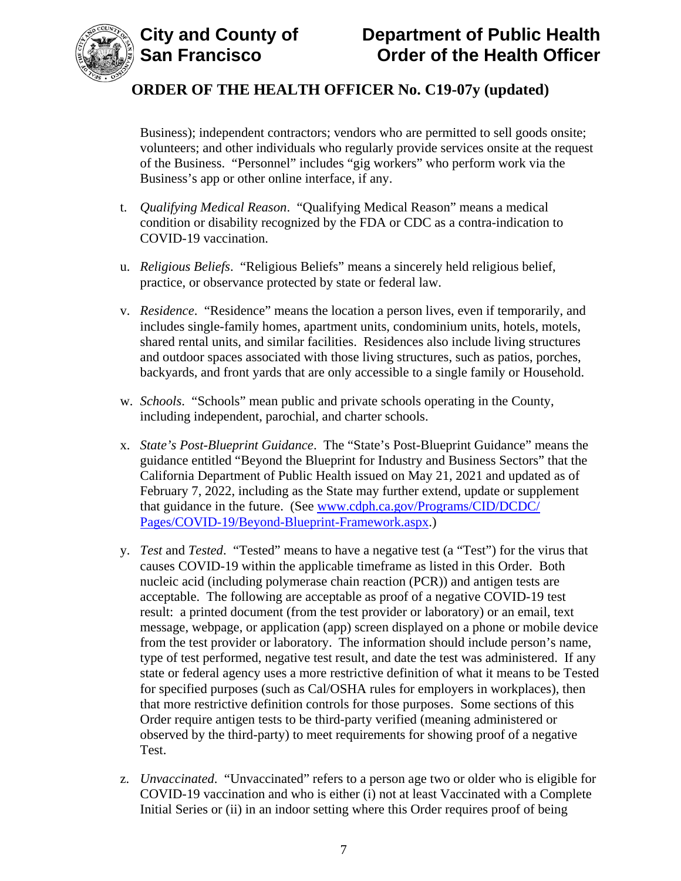Business); independent contractors; vendors who are permitted to sell goods onsite; volunteers; and other individuals who regularly provide services onsite at the request of the Business. "Personnel" includes "gig workers" who perform work via the Business's app or other online interface, if any.

t. *Qualifying Medical Reason*. "Qualifying Medical Reason" means a medical condition or disability recognized by the FDA or CDC as a contra-indication to COVID-19 vaccination.

u. *Religious Beliefs*. "Religious Beliefs" means a sincerely held religious belief, practice, or observance protected by state or federal law.

v. *Residence*. "Residence" means the location a person lives, even if temporarily, and includes single-family homes, apartment units, condominium units, hotels, motels, shared rental units, and similar facilities. Residences also include living structures and outdoor spaces associated with those living structures, such as patios, porches, backyards, and front yards that are only accessible to a single family or Household.

w. *Schools*. "Schools" mean public and private schools operating in the County, including independent, parochial, and charter schools.

x. *State's Post-Blueprint Guidance*. The "State's Post-Blueprint Guidance" means the guidance entitled "Beyond the Blueprint for Industry and Business Sectors" that the California Department of Public Health issued on May 21, 2021 and updated as of February 7, 2022, including as the State may further extend, update or supplement that guidance in the future. (See [www.cdph.ca.gov/Programs/CID/DCDC/Pages/COVID-19/Beyond-Blueprint-Framework.aspx](www.cdph.ca.gov/Programs/CID/DCDC/Pages/COVID-19/Beyond-Blueprint-Framework.aspx).)

y. *Test* and *Tested*. "Tested" means to have a negative test (a "Test") for the virus that causes COVID-19 within the applicable timeframe as listed in this Order. Both nucleic acid (including polymerase chain reaction (PCR)) and antigen tests are acceptable. The following are acceptable as proof of a negative COVID-19 test result: a printed document (from the test provider or laboratory) or an email, text message, webpage, or application (app) screen displayed on a phone or mobile device from the test provider or laboratory. The information should include person's name, type of test performed, negative test result, and date the test was administered. If any state or federal agency uses a more restrictive definition of what it means to be Tested for specified purposes (such as Cal/OSHA rules for employers in workplaces), then that more restrictive definition controls for those purposes. Some sections of this Order require antigen tests to be third-party verified (meaning administered or observed by the third-party) to meet requirements for showing proof of a negative Test.

z. *Unvaccinated*. "Unvaccinated" refers to a person age two or older who is eligible for COVID-19 vaccination and who is either (i) not at least Vaccinated with a Complete Initial Series or (ii) in an indoor setting where this Order requires proof of being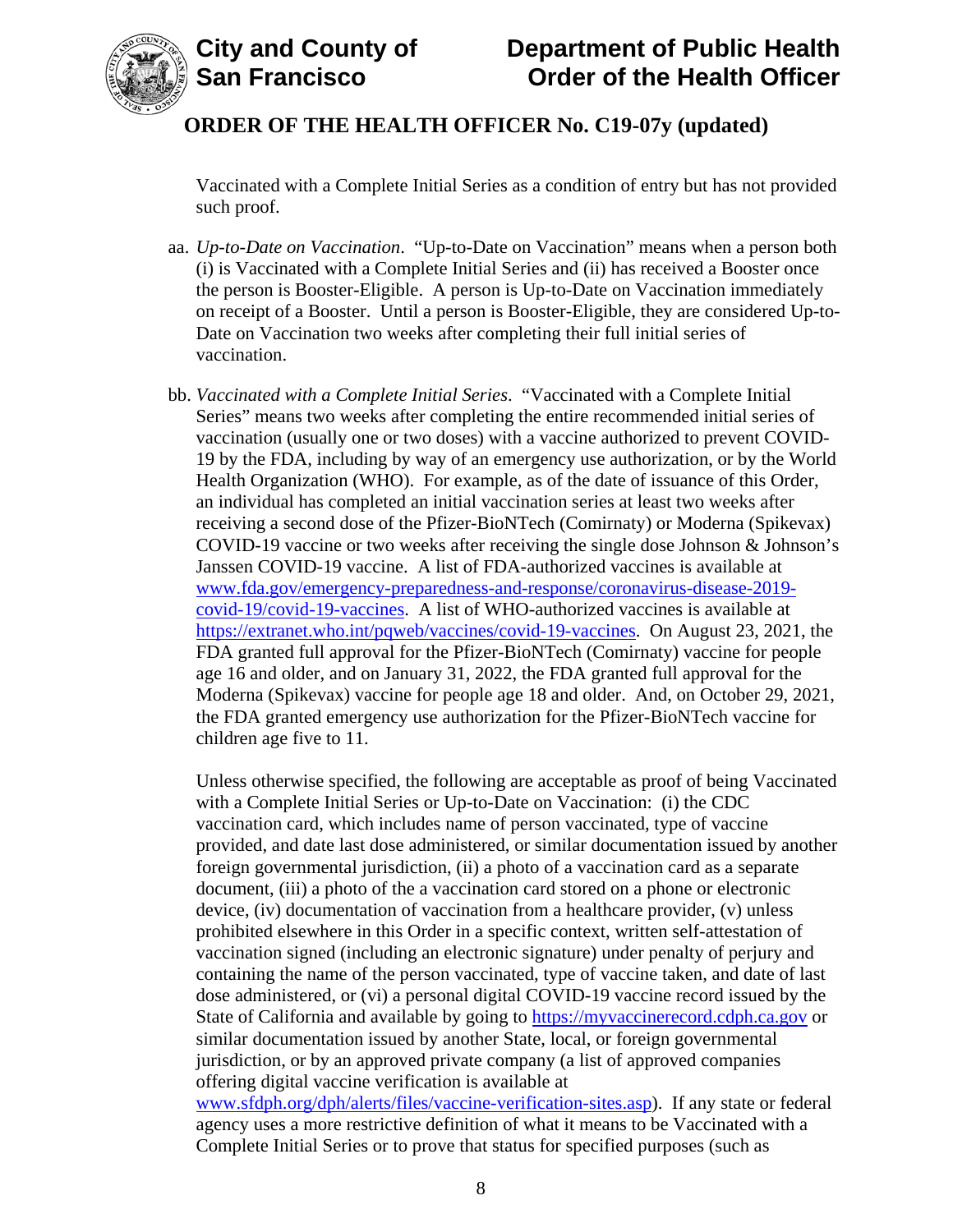Vaccinated with a Complete Initial Series as a condition of entry but has not provided such proof.

aa. *Up-to-Date on Vaccination*. "Up-to-Date on Vaccination" means when a person both (i) is Vaccinated with a Complete Initial Series and (ii) has received a Booster once the person is Booster-Eligible. A person is Up-to-Date on Vaccination immediately on receipt of a Booster. Until a person is Booster-Eligible, they are considered Up-to-Date on Vaccination two weeks after completing their full initial series of vaccination.

bb. *Vaccinated with a Complete Initial Series*. "Vaccinated with a Complete Initial Series" means two weeks after completing the entire recommended initial series of vaccination (usually one or two doses) with a vaccine authorized to prevent COVID-19 by the FDA, including by way of an emergency use authorization, or by the World Health Organization (WHO). For example, as of the date of issuance of this Order, an individual has completed an initial vaccination series at least two weeks after receiving a second dose of the Pfizer-BioNTech (Comirnaty) or Moderna (Spikevax) COVID-19 vaccine or two weeks after receiving the single dose Johnson & Johnson's Janssen COVID-19 vaccine. A list of FDA-authorized vaccines is available at [www.fda.gov/emergency-preparedness-and-response/coronavirus-disease-2019-covid-19/covid-19-vaccines](www.fda.gov/emergency-preparedness-and-response/coronavirus-disease-2019-covid-19/covid-19-vaccines). A list of WHO-authorized vaccines is available at [https://extranet.who.int/pqweb/vaccines/covid-19-vaccines](https://extranet.who.int/pqweb/vaccines/covid-19-vaccines). On August 23, 2021, the FDA granted full approval for the Pfizer-BioNTech (Comirnaty) vaccine for people age 16 and older, and on January 31, 2022, the FDA granted full approval for the Moderna (Spikevax) vaccine for people age 18 and older. And, on October 29, 2021, the FDA granted emergency use authorization for the Pfizer-BioNTech vaccine for children age five to 11.

    Unless otherwise specified, the following are acceptable as proof of being Vaccinated with a Complete Initial Series or Up-to-Date on Vaccination: (i) the CDC vaccination card, which includes name of person vaccinated, type of vaccine provided, and date last dose administered, or similar documentation issued by another foreign governmental jurisdiction, (ii) a photo of a vaccination card as a separate document, (iii) a photo of the a vaccination card stored on a phone or electronic device, (iv) documentation of vaccination from a healthcare provider, (v) unless prohibited elsewhere in this Order in a specific context, written self-attestation of vaccination signed (including an electronic signature) under penalty of perjury and containing the name of the person vaccinated, type of vaccine taken, and date of last dose administered, or (vi) a personal digital COVID-19 vaccine record issued by the State of California and available by going to [https://myvaccinerecord.cdph.ca.gov](https://myvaccinerecord.cdph.ca.gov) or similar documentation issued by another State, local, or foreign governmental jurisdiction, or by an approved private company (a list of approved companies offering digital vaccine verification is available at [www.sfdph.org/dph/alerts/files/vaccine-verification-sites.asp](www.sfdph.org/dph/alerts/files/vaccine-verification-sites.asp)). If any state or federal agency uses a more restrictive definition of what it means to be Vaccinated with a Complete Initial Series or to prove that status for specified purposes (such as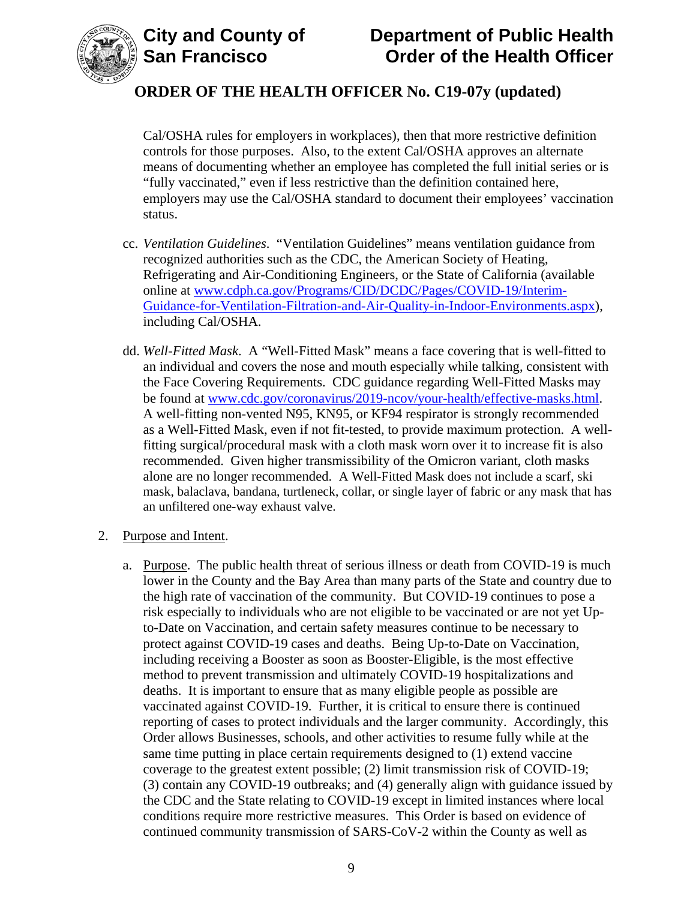Cal/OSHA rules for employers in workplaces), then that more restrictive definition controls for those purposes. Also, to the extent Cal/OSHA approves an alternate means of documenting whether an employee has completed the full initial series or is "fully vaccinated," even if less restrictive than the definition contained here, employers may use the Cal/OSHA standard to document their employees' vaccination status.

cc. *Ventilation Guidelines*. "Ventilation Guidelines" means ventilation guidance from recognized authorities such as the CDC, the American Society of Heating, Refrigerating and Air-Conditioning Engineers, or the State of California (available online at [www.cdph.ca.gov/Programs/CID/DCDC/Pages/COVID-19/Interim-Guidance-for-Ventilation-Filtration-and-Air-Quality-in-Indoor-Environments.aspx](www.cdph.ca.gov/Programs/CID/DCDC/Pages/COVID-19/Interim-Guidance-for-Ventilation-Filtration-and-Air-Quality-in-Indoor-Environments.aspx)), including Cal/OSHA.

dd. *Well-Fitted Mask*. A "Well-Fitted Mask" means a face covering that is well-fitted to an individual and covers the nose and mouth especially while talking, consistent with the Face Covering Requirements. CDC guidance regarding Well-Fitted Masks may be found at [www.cdc.gov/coronavirus/2019-ncov/your-health/effective-masks.html](www.cdc.gov/coronavirus/2019-ncov/your-health/effective-masks.html). A well-fitting non-vented N95, KN95, or KF94 respirator is strongly recommended as a Well-Fitted Mask, even if not fit-tested, to provide maximum protection. A well-fitting surgical/procedural mask with a cloth mask worn over it to increase fit is also recommended. Given higher transmissibility of the Omicron variant, cloth masks alone are no longer recommended. A Well-Fitted Mask does not include a scarf, ski mask, balaclava, bandana, turtleneck, collar, or single layer of fabric or any mask that has an unfiltered one-way exhaust valve.

2. Purpose and Intent.

   a. Purpose. The public health threat of serious illness or death from COVID-19 is much lower in the County and the Bay Area than many parts of the State and country due to the high rate of vaccination of the community. But COVID-19 continues to pose a risk especially to individuals who are not eligible to be vaccinated or are not yet Up-to-Date on Vaccination, and certain safety measures continue to be necessary to protect against COVID-19 cases and deaths. Being Up-to-Date on Vaccination, including receiving a Booster as soon as Booster-Eligible, is the most effective method to prevent transmission and ultimately COVID-19 hospitalizations and deaths. It is important to ensure that as many eligible people as possible are vaccinated against COVID-19. Further, it is critical to ensure there is continued reporting of cases to protect individuals and the larger community. Accordingly, this Order allows Businesses, schools, and other activities to resume fully while at the same time putting in place certain requirements designed to (1) extend vaccine coverage to the greatest extent possible; (2) limit transmission risk of COVID-19; (3) contain any COVID-19 outbreaks; and (4) generally align with guidance issued by the CDC and the State relating to COVID-19 except in limited instances where local conditions require more restrictive measures. This Order is based on evidence of continued community transmission of SARS-CoV-2 within the County as well as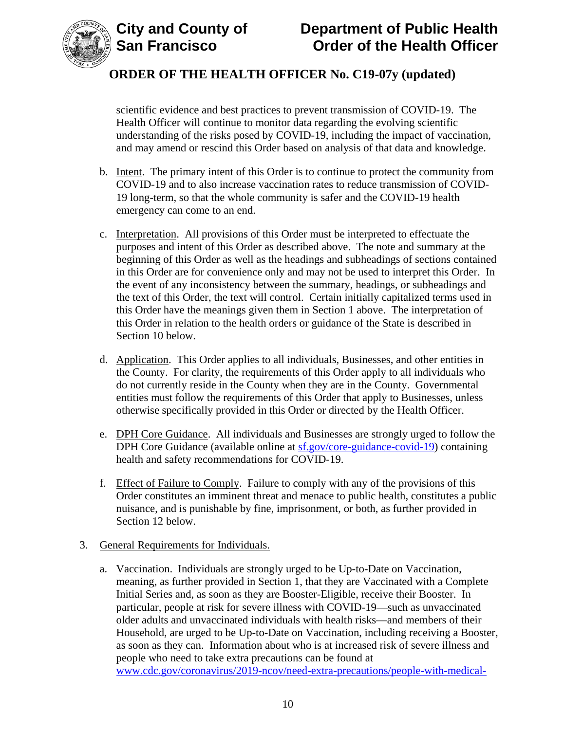scientific evidence and best practices to prevent transmission of COVID-19. The Health Officer will continue to monitor data regarding the evolving scientific understanding of the risks posed by COVID-19, including the impact of vaccination, and may amend or rescind this Order based on analysis of that data and knowledge.

b. Intent. The primary intent of this Order is to continue to protect the community from COVID-19 and to also increase vaccination rates to reduce transmission of COVID-19 long-term, so that the whole community is safer and the COVID-19 health emergency can come to an end.

c. Interpretation. All provisions of this Order must be interpreted to effectuate the purposes and intent of this Order as described above. The note and summary at the beginning of this Order as well as the headings and subheadings of sections contained in this Order are for convenience only and may not be used to interpret this Order. In the event of any inconsistency between the summary, headings, or subheadings and the text of this Order, the text will control. Certain initially capitalized terms used in this Order have the meanings given them in Section 1 above. The interpretation of this Order in relation to the health orders or guidance of the State is described in Section 10 below.

d. Application. This Order applies to all individuals, Businesses, and other entities in the County. For clarity, the requirements of this Order apply to all individuals who do not currently reside in the County when they are in the County. Governmental entities must follow the requirements of this Order that apply to Businesses, unless otherwise specifically provided in this Order or directed by the Health Officer.

e. DPH Core Guidance. All individuals and Businesses are strongly urged to follow the DPH Core Guidance (available online at sf.gov/core-guidance-covid-19) containing health and safety recommendations for COVID-19.

f. Effect of Failure to Comply. Failure to comply with any of the provisions of this Order constitutes an imminent threat and menace to public health, constitutes a public nuisance, and is punishable by fine, imprisonment, or both, as further provided in Section 12 below.

3. General Requirements for Individuals.

a. Vaccination. Individuals are strongly urged to be Up-to-Date on Vaccination, meaning, as further provided in Section 1, that they are Vaccinated with a Complete Initial Series and, as soon as they are Booster-Eligible, receive their Booster. In particular, people at risk for severe illness with COVID-19—such as unvaccinated older adults and unvaccinated individuals with health risks—and members of their Household, are urged to be Up-to-Date on Vaccination, including receiving a Booster, as soon as they can. Information about who is at increased risk of severe illness and people who need to take extra precautions can be found at www.cdc.gov/coronavirus/2019-ncov/need-extra-precautions/people-with-medical-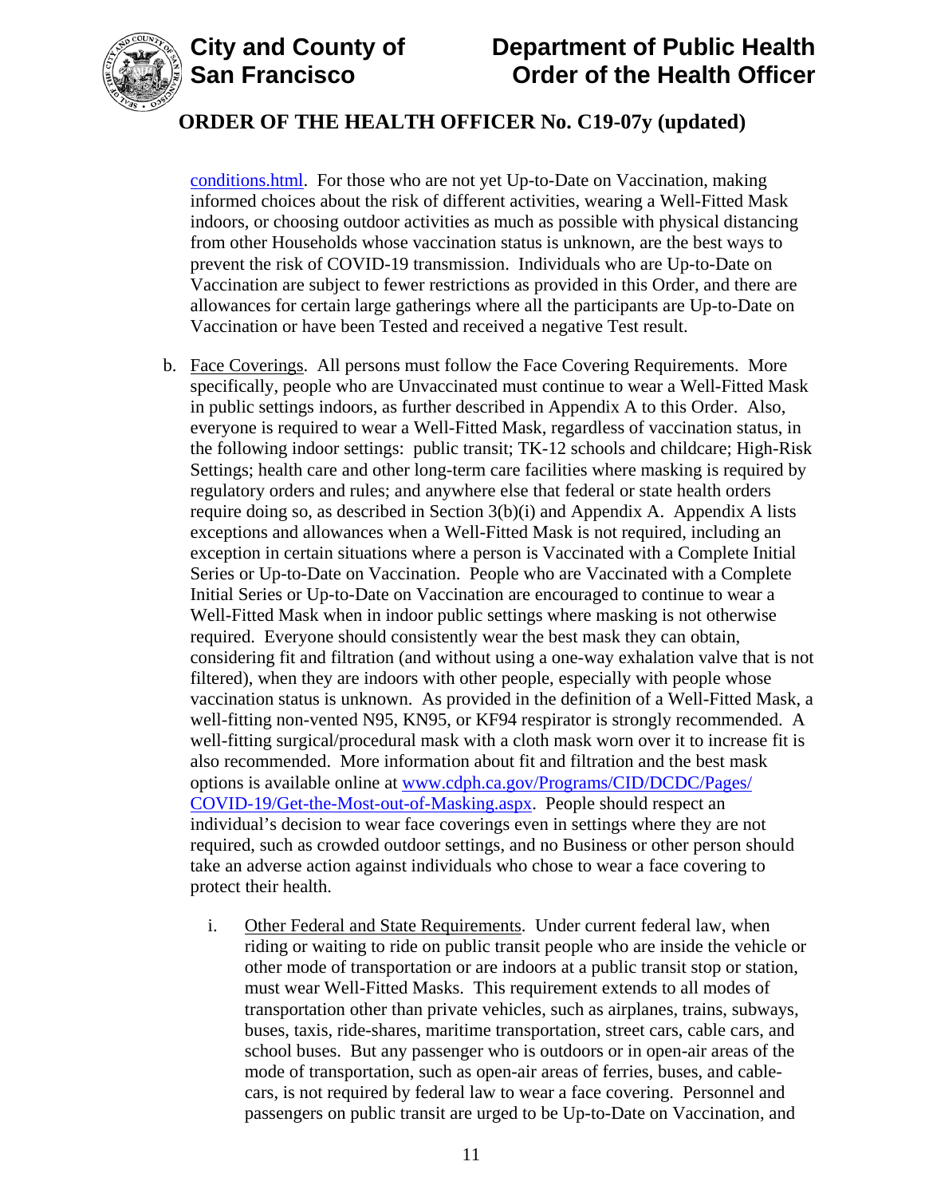conditions.html. For those who are not yet Up-to-Date on Vaccination, making informed choices about the risk of different activities, wearing a Well-Fitted Mask indoors, or choosing outdoor activities as much as possible with physical distancing from other Households whose vaccination status is unknown, are the best ways to prevent the risk of COVID-19 transmission. Individuals who are Up-to-Date on Vaccination are subject to fewer restrictions as provided in this Order, and there are allowances for certain large gatherings where all the participants are Up-to-Date on Vaccination or have been Tested and received a negative Test result.

b. Face Coverings. All persons must follow the Face Covering Requirements. More specifically, people who are Unvaccinated must continue to wear a Well-Fitted Mask in public settings indoors, as further described in Appendix A to this Order. Also, everyone is required to wear a Well-Fitted Mask, regardless of vaccination status, in the following indoor settings: public transit; TK-12 schools and childcare; High-Risk Settings; health care and other long-term care facilities where masking is required by regulatory orders and rules; and anywhere else that federal or state health orders require doing so, as described in Section 3(b)(i) and Appendix A. Appendix A lists exceptions and allowances when a Well-Fitted Mask is not required, including an exception in certain situations where a person is Vaccinated with a Complete Initial Series or Up-to-Date on Vaccination. People who are Vaccinated with a Complete Initial Series or Up-to-Date on Vaccination are encouraged to continue to wear a Well-Fitted Mask when in indoor public settings where masking is not otherwise required. Everyone should consistently wear the best mask they can obtain, considering fit and filtration (and without using a one-way exhalation valve that is not filtered), when they are indoors with other people, especially with people whose vaccination status is unknown. As provided in the definition of a Well-Fitted Mask, a well-fitting non-vented N95, KN95, or KF94 respirator is strongly recommended. A well-fitting surgical/procedural mask with a cloth mask worn over it to increase fit is also recommended. More information about fit and filtration and the best mask options is available online at www.cdph.ca.gov/Programs/CID/DCDC/Pages/COVID-19/Get-the-Most-out-of-Masking.aspx. People should respect an individual's decision to wear face coverings even in settings where they are not required, such as crowded outdoor settings, and no Business or other person should take an adverse action against individuals who chose to wear a face covering to protect their health.

   i. Other Federal and State Requirements. Under current federal law, when riding or waiting to ride on public transit people who are inside the vehicle or other mode of transportation or are indoors at a public transit stop or station, must wear Well-Fitted Masks. This requirement extends to all modes of transportation other than private vehicles, such as airplanes, trains, subways, buses, taxis, ride-shares, maritime transportation, street cars, cable cars, and school buses. But any passenger who is outdoors or in open-air areas of the mode of transportation, such as open-air areas of ferries, buses, and cable-cars, is not required by federal law to wear a face covering. Personnel and passengers on public transit are urged to be Up-to-Date on Vaccination, and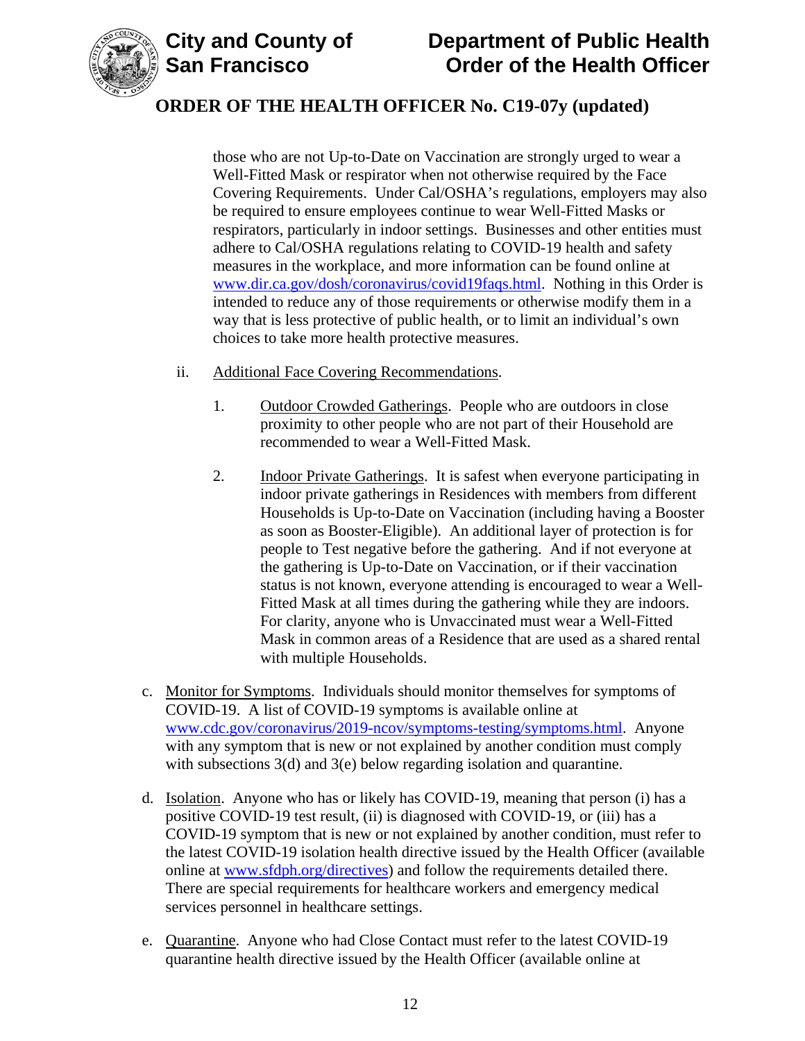those who are not Up-to-Date on Vaccination are strongly urged to wear a Well-Fitted Mask or respirator when not otherwise required by the Face Covering Requirements. Under Cal/OSHA's regulations, employers may also be required to ensure employees continue to wear Well-Fitted Masks or respirators, particularly in indoor settings. Businesses and other entities must adhere to Cal/OSHA regulations relating to COVID-19 health and safety measures in the workplace, and more information can be found online at www.dir.ca.gov/dosh/coronavirus/covid19faqs.html. Nothing in this Order is intended to reduce any of those requirements or otherwise modify them in a way that is less protective of public health, or to limit an individual's own choices to take more health protective measures.

ii. Additional Face Covering Recommendations.

1. Outdoor Crowded Gatherings. People who are outdoors in close proximity to other people who are not part of their Household are recommended to wear a Well-Fitted Mask.

2. Indoor Private Gatherings. It is safest when everyone participating in indoor private gatherings in Residences with members from different Households is Up-to-Date on Vaccination (including having a Booster as soon as Booster-Eligible). An additional layer of protection is for people to Test negative before the gathering. And if not everyone at the gathering is Up-to-Date on Vaccination, or if their vaccination status is not known, everyone attending is encouraged to wear a Well-Fitted Mask at all times during the gathering while they are indoors. For clarity, anyone who is Unvaccinated must wear a Well-Fitted Mask in common areas of a Residence that are used as a shared rental with multiple Households.

c. Monitor for Symptoms. Individuals should monitor themselves for symptoms of COVID-19. A list of COVID-19 symptoms is available online at www.cdc.gov/coronavirus/2019-ncov/symptoms-testing/symptoms.html. Anyone with any symptom that is new or not explained by another condition must comply with subsections 3(d) and 3(e) below regarding isolation and quarantine.

d. Isolation. Anyone who has or likely has COVID-19, meaning that person (i) has a positive COVID-19 test result, (ii) is diagnosed with COVID-19, or (iii) has a COVID-19 symptom that is new or not explained by another condition, must refer to the latest COVID-19 isolation health directive issued by the Health Officer (available online at www.sfdph.org/directives) and follow the requirements detailed there. There are special requirements for healthcare workers and emergency medical services personnel in healthcare settings.

e. Quarantine. Anyone who had Close Contact must refer to the latest COVID-19 quarantine health directive issued by the Health Officer (available online at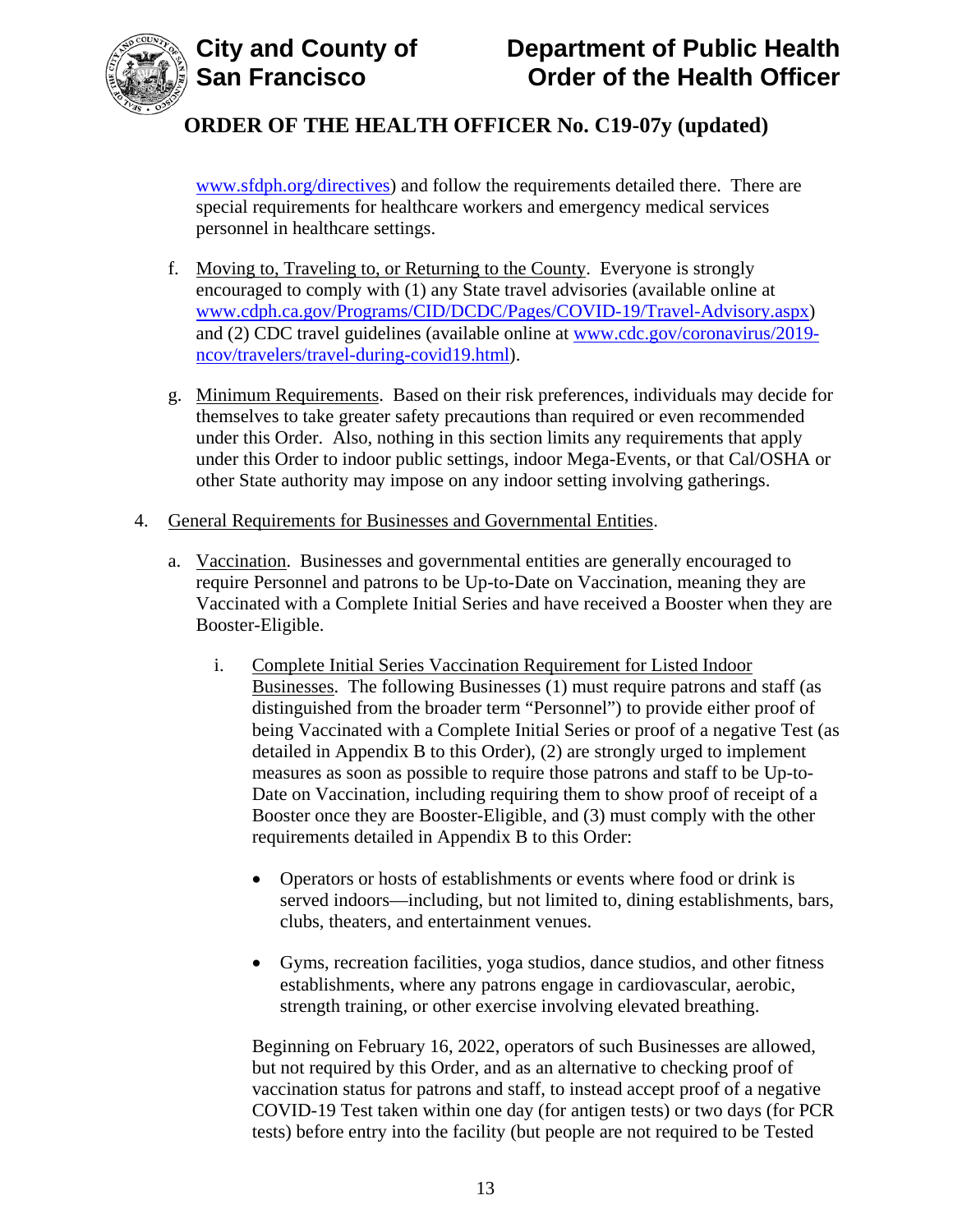www.sfdph.org/directives) and follow the requirements detailed there. There are special requirements for healthcare workers and emergency medical services personnel in healthcare settings.

f. Moving to, Traveling to, or Returning to the County. Everyone is strongly encouraged to comply with (1) any State travel advisories (available online at www.cdph.ca.gov/Programs/CID/DCDC/Pages/COVID-19/Travel-Advisory.aspx) and (2) CDC travel guidelines (available online at www.cdc.gov/coronavirus/2019-ncov/travelers/travel-during-covid19.html).

g. Minimum Requirements. Based on their risk preferences, individuals may decide for themselves to take greater safety precautions than required or even recommended under this Order. Also, nothing in this section limits any requirements that apply under this Order to indoor public settings, indoor Mega-Events, or that Cal/OSHA or other State authority may impose on any indoor setting involving gatherings.

4. General Requirements for Businesses and Governmental Entities.

   a. Vaccination. Businesses and governmental entities are generally encouraged to require Personnel and patrons to be Up-to-Date on Vaccination, meaning they are Vaccinated with a Complete Initial Series and have received a Booster when they are Booster-Eligible.

      i. Complete Initial Series Vaccination Requirement for Listed Indoor Businesses. The following Businesses (1) must require patrons and staff (as distinguished from the broader term "Personnel") to provide either proof of being Vaccinated with a Complete Initial Series or proof of a negative Test (as detailed in Appendix B to this Order), (2) are strongly urged to implement measures as soon as possible to require those patrons and staff to be Up-to-Date on Vaccination, including requiring them to show proof of receipt of a Booster once they are Booster-Eligible, and (3) must comply with the other requirements detailed in Appendix B to this Order:

         - Operators or hosts of establishments or events where food or drink is served indoors—including, but not limited to, dining establishments, bars, clubs, theaters, and entertainment venues.

         - Gyms, recreation facilities, yoga studios, dance studios, and other fitness establishments, where any patrons engage in cardiovascular, aerobic, strength training, or other exercise involving elevated breathing.

         Beginning on February 16, 2022, operators of such Businesses are allowed, but not required by this Order, and as an alternative to checking proof of vaccination status for patrons and staff, to instead accept proof of a negative COVID-19 Test taken within one day (for antigen tests) or two days (for PCR tests) before entry into the facility (but people are not required to be Tested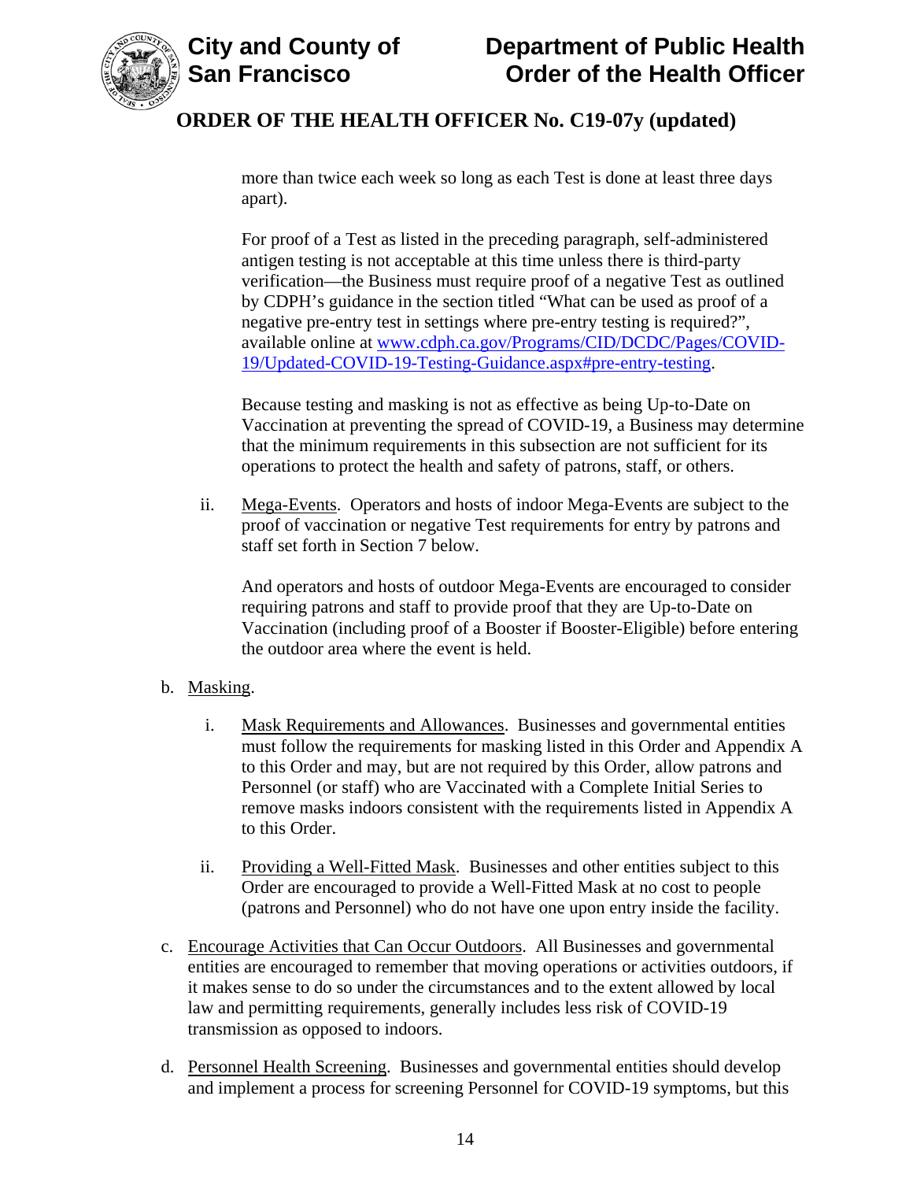more than twice each week so long as each Test is done at least three days apart).

For proof of a Test as listed in the preceding paragraph, self-administered antigen testing is not acceptable at this time unless there is third-party verification—the Business must require proof of a negative Test as outlined by CDPH's guidance in the section titled "What can be used as proof of a negative pre-entry test in settings where pre-entry testing is required?", available online at [www.cdph.ca.gov/Programs/CID/DCDC/Pages/COVID-19/Updated-COVID-19-Testing-Guidance.aspx#pre-entry-testing](www.cdph.ca.gov/Programs/CID/DCDC/Pages/COVID-19/Updated-COVID-19-Testing-Guidance.aspx#pre-entry-testing).

Because testing and masking is not as effective as being Up-to-Date on Vaccination at preventing the spread of COVID-19, a Business may determine that the minimum requirements in this subsection are not sufficient for its operations to protect the health and safety of patrons, staff, or others.

ii. Mega-Events. Operators and hosts of indoor Mega-Events are subject to the proof of vaccination or negative Test requirements for entry by patrons and staff set forth in Section 7 below.

And operators and hosts of outdoor Mega-Events are encouraged to consider requiring patrons and staff to provide proof that they are Up-to-Date on Vaccination (including proof of a Booster if Booster-Eligible) before entering the outdoor area where the event is held.

b. Masking.

i. Mask Requirements and Allowances. Businesses and governmental entities must follow the requirements for masking listed in this Order and Appendix A to this Order and may, but are not required by this Order, allow patrons and Personnel (or staff) who are Vaccinated with a Complete Initial Series to remove masks indoors consistent with the requirements listed in Appendix A to this Order.

ii. Providing a Well-Fitted Mask. Businesses and other entities subject to this Order are encouraged to provide a Well-Fitted Mask at no cost to people (patrons and Personnel) who do not have one upon entry inside the facility.

c. Encourage Activities that Can Occur Outdoors. All Businesses and governmental entities are encouraged to remember that moving operations or activities outdoors, if it makes sense to do so under the circumstances and to the extent allowed by local law and permitting requirements, generally includes less risk of COVID-19 transmission as opposed to indoors.

d. Personnel Health Screening. Businesses and governmental entities should develop and implement a process for screening Personnel for COVID-19 symptoms, but this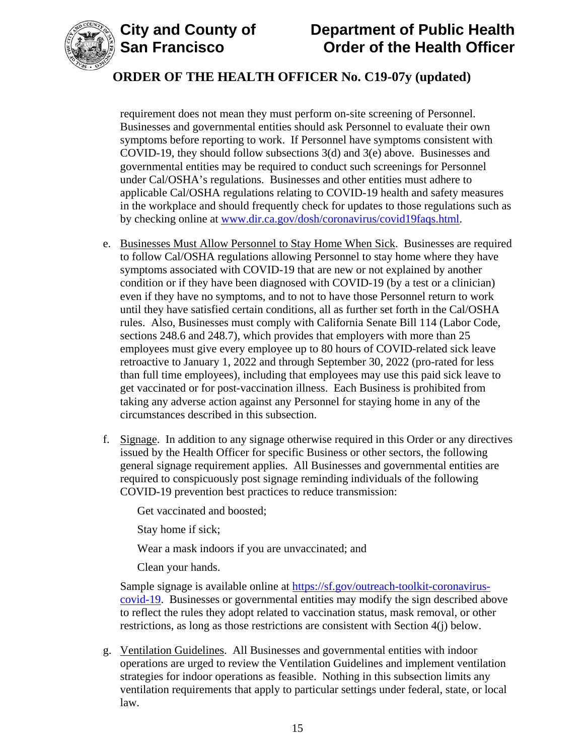requirement does not mean they must perform on-site screening of Personnel. Businesses and governmental entities should ask Personnel to evaluate their own symptoms before reporting to work. If Personnel have symptoms consistent with COVID-19, they should follow subsections 3(d) and 3(e) above. Businesses and governmental entities may be required to conduct such screenings for Personnel under Cal/OSHA's regulations. Businesses and other entities must adhere to applicable Cal/OSHA regulations relating to COVID-19 health and safety measures in the workplace and should frequently check for updates to those regulations such as by checking online at [www.dir.ca.gov/dosh/coronavirus/covid19faqs.html](www.dir.ca.gov/dosh/coronavirus/covid19faqs.html).

e. Businesses Must Allow Personnel to Stay Home When Sick. Businesses are required to follow Cal/OSHA regulations allowing Personnel to stay home where they have symptoms associated with COVID-19 that are new or not explained by another condition or if they have been diagnosed with COVID-19 (by a test or a clinician) even if they have no symptoms, and to not to have those Personnel return to work until they have satisfied certain conditions, all as further set forth in the Cal/OSHA rules. Also, Businesses must comply with California Senate Bill 114 (Labor Code, sections 248.6 and 248.7), which provides that employers with more than 25 employees must give every employee up to 80 hours of COVID-related sick leave retroactive to January 1, 2022 and through September 30, 2022 (pro-rated for less than full time employees), including that employees may use this paid sick leave to get vaccinated or for post-vaccination illness. Each Business is prohibited from taking any adverse action against any Personnel for staying home in any of the circumstances described in this subsection.

f. Signage. In addition to any signage otherwise required in this Order or any directives issued by the Health Officer for specific Business or other sectors, the following general signage requirement applies. All Businesses and governmental entities are required to conspicuously post signage reminding individuals of the following COVID-19 prevention best practices to reduce transmission:

   Get vaccinated and boosted;

   Stay home if sick;

   Wear a mask indoors if you are unvaccinated; and

   Clean your hands.

   Sample signage is available online at [https://sf.gov/outreach-toolkit-coronavirus-covid-19](https://sf.gov/outreach-toolkit-coronavirus-covid-19). Businesses or governmental entities may modify the sign described above to reflect the rules they adopt related to vaccination status, mask removal, or other restrictions, as long as those restrictions are consistent with Section 4(j) below.

g. Ventilation Guidelines. All Businesses and governmental entities with indoor operations are urged to review the Ventilation Guidelines and implement ventilation strategies for indoor operations as feasible. Nothing in this subsection limits any ventilation requirements that apply to particular settings under federal, state, or local law.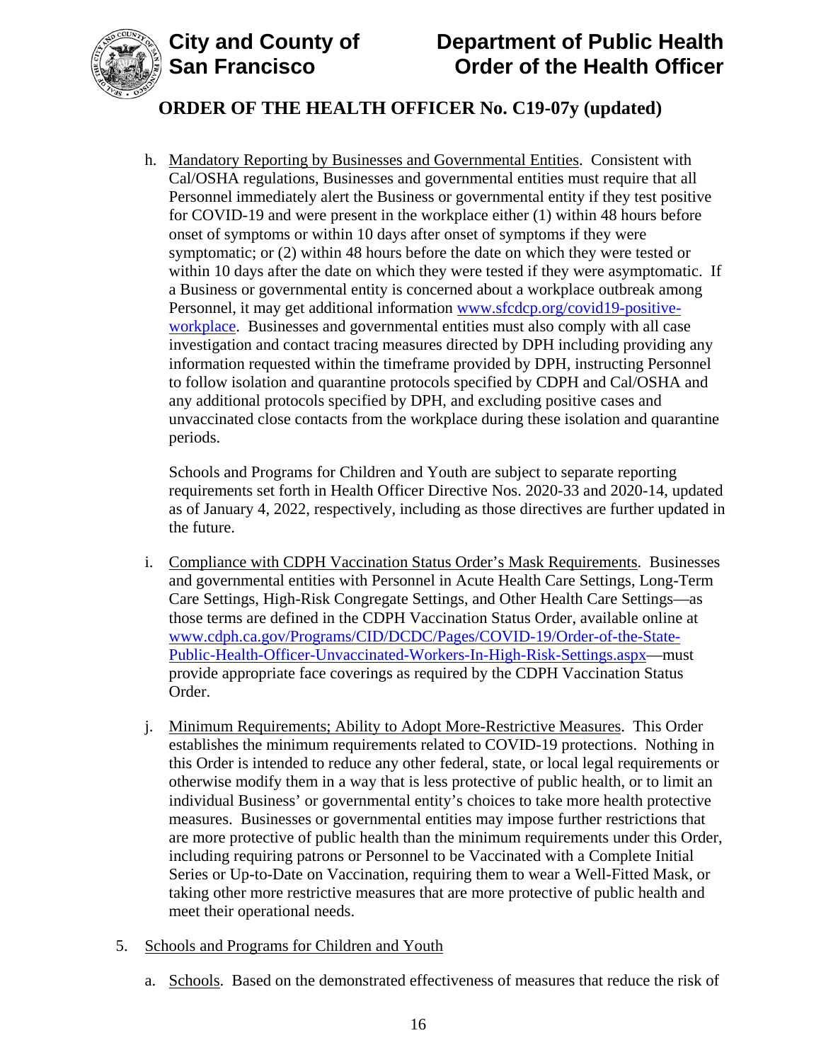h. Mandatory Reporting by Businesses and Governmental Entities. Consistent with Cal/OSHA regulations, Businesses and governmental entities must require that all Personnel immediately alert the Business or governmental entity if they test positive for COVID-19 and were present in the workplace either (1) within 48 hours before onset of symptoms or within 10 days after onset of symptoms if they were symptomatic; or (2) within 48 hours before the date on which they were tested or within 10 days after the date on which they were tested if they were asymptomatic. If a Business or governmental entity is concerned about a workplace outbreak among Personnel, it may get additional information [www.sfcdcp.org/covid19-positive-workplace](www.sfcdcp.org/covid19-positive-workplace). Businesses and governmental entities must also comply with all case investigation and contact tracing measures directed by DPH including providing any information requested within the timeframe provided by DPH, instructing Personnel to follow isolation and quarantine protocols specified by CDPH and Cal/OSHA and any additional protocols specified by DPH, and excluding positive cases and unvaccinated close contacts from the workplace during these isolation and quarantine periods.

   Schools and Programs for Children and Youth are subject to separate reporting requirements set forth in Health Officer Directive Nos. 2020-33 and 2020-14, updated as of January 4, 2022, respectively, including as those directives are further updated in the future.

i. Compliance with CDPH Vaccination Status Order's Mask Requirements. Businesses and governmental entities with Personnel in Acute Health Care Settings, Long-Term Care Settings, High-Risk Congregate Settings, and Other Health Care Settings—as those terms are defined in the CDPH Vaccination Status Order, available online at [www.cdph.ca.gov/Programs/CID/DCDC/Pages/COVID-19/Order-of-the-State-Public-Health-Officer-Unvaccinated-Workers-In-High-Risk-Settings.aspx](www.cdph.ca.gov/Programs/CID/DCDC/Pages/COVID-19/Order-of-the-State-Public-Health-Officer-Unvaccinated-Workers-In-High-Risk-Settings.aspx)—must provide appropriate face coverings as required by the CDPH Vaccination Status Order.

j. Minimum Requirements; Ability to Adopt More-Restrictive Measures. This Order establishes the minimum requirements related to COVID-19 protections. Nothing in this Order is intended to reduce any other federal, state, or local legal requirements or otherwise modify them in a way that is less protective of public health, or to limit an individual Business' or governmental entity's choices to take more health protective measures. Businesses or governmental entities may impose further restrictions that are more protective of public health than the minimum requirements under this Order, including requiring patrons or Personnel to be Vaccinated with a Complete Initial Series or Up-to-Date on Vaccination, requiring them to wear a Well-Fitted Mask, or taking other more restrictive measures that are more protective of public health and meet their operational needs.

5. Schools and Programs for Children and Youth

   a. Schools. Based on the demonstrated effectiveness of measures that reduce the risk of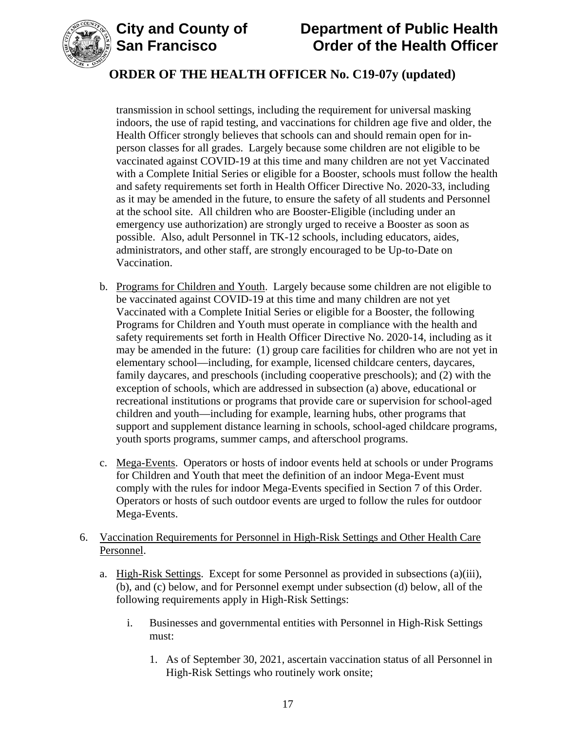transmission in school settings, including the requirement for universal masking indoors, the use of rapid testing, and vaccinations for children age five and older, the Health Officer strongly believes that schools can and should remain open for in-person classes for all grades. Largely because some children are not eligible to be vaccinated against COVID-19 at this time and many children are not yet Vaccinated with a Complete Initial Series or eligible for a Booster, schools must follow the health and safety requirements set forth in Health Officer Directive No. 2020-33, including as it may be amended in the future, to ensure the safety of all students and Personnel at the school site. All children who are Booster-Eligible (including under an emergency use authorization) are strongly urged to receive a Booster as soon as possible. Also, adult Personnel in TK-12 schools, including educators, aides, administrators, and other staff, are strongly encouraged to be Up-to-Date on Vaccination.

b. Programs for Children and Youth. Largely because some children are not eligible to be vaccinated against COVID-19 at this time and many children are not yet Vaccinated with a Complete Initial Series or eligible for a Booster, the following Programs for Children and Youth must operate in compliance with the health and safety requirements set forth in Health Officer Directive No. 2020-14, including as it may be amended in the future: (1) group care facilities for children who are not yet in elementary school—including, for example, licensed childcare centers, daycares, family daycares, and preschools (including cooperative preschools); and (2) with the exception of schools, which are addressed in subsection (a) above, educational or recreational institutions or programs that provide care or supervision for school-aged children and youth—including for example, learning hubs, other programs that support and supplement distance learning in schools, school-aged childcare programs, youth sports programs, summer camps, and afterschool programs.

c. Mega-Events. Operators or hosts of indoor events held at schools or under Programs for Children and Youth that meet the definition of an indoor Mega-Event must comply with the rules for indoor Mega-Events specified in Section 7 of this Order. Operators or hosts of such outdoor events are urged to follow the rules for outdoor Mega-Events.

6. Vaccination Requirements for Personnel in High-Risk Settings and Other Health Care Personnel.

   a. High-Risk Settings. Except for some Personnel as provided in subsections (a)(iii), (b), and (c) below, and for Personnel exempt under subsection (d) below, all of the following requirements apply in High-Risk Settings:

      i. Businesses and governmental entities with Personnel in High-Risk Settings must:

         1. As of September 30, 2021, ascertain vaccination status of all Personnel in High-Risk Settings who routinely work onsite;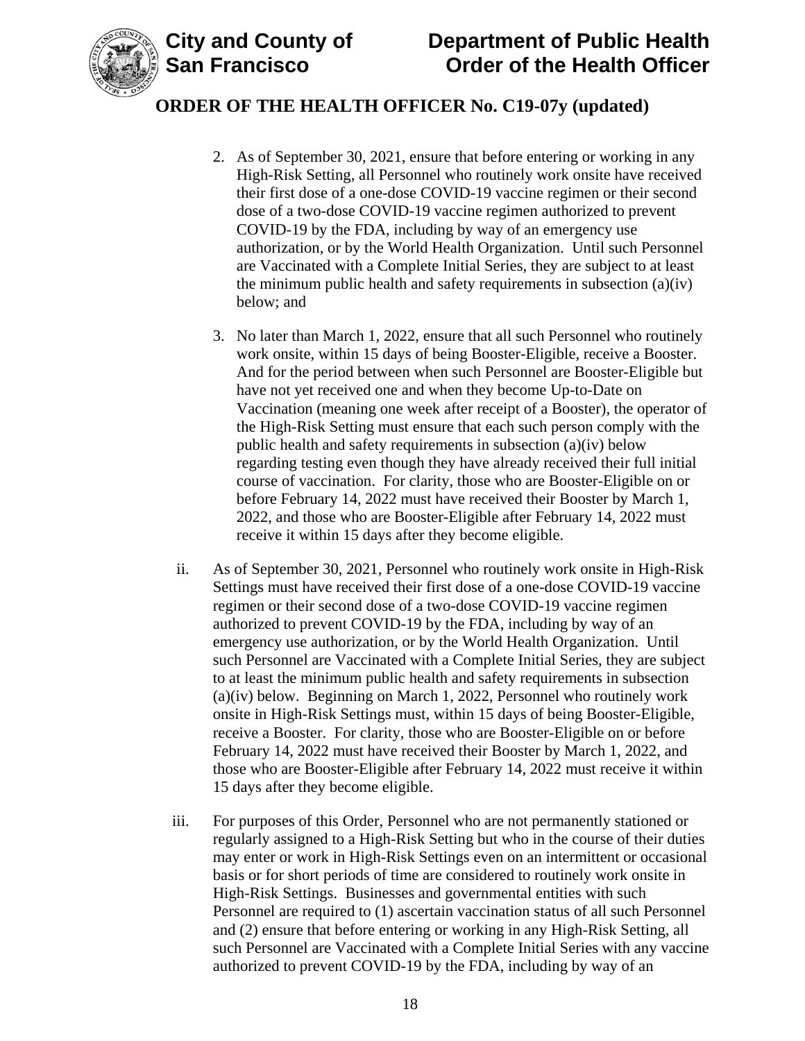2. As of September 30, 2021, ensure that before entering or working in any High-Risk Setting, all Personnel who routinely work onsite have received their first dose of a one-dose COVID-19 vaccine regimen or their second dose of a two-dose COVID-19 vaccine regimen authorized to prevent COVID-19 by the FDA, including by way of an emergency use authorization, or by the World Health Organization. Until such Personnel are Vaccinated with a Complete Initial Series, they are subject to at least the minimum public health and safety requirements in subsection (a)(iv) below; and

3. No later than March 1, 2022, ensure that all such Personnel who routinely work onsite, within 15 days of being Booster-Eligible, receive a Booster. And for the period between when such Personnel are Booster-Eligible but have not yet received one and when they become Up-to-Date on Vaccination (meaning one week after receipt of a Booster), the operator of the High-Risk Setting must ensure that each such person comply with the public health and safety requirements in subsection (a)(iv) below regarding testing even though they have already received their full initial course of vaccination. For clarity, those who are Booster-Eligible on or before February 14, 2022 must have received their Booster by March 1, 2022, and those who are Booster-Eligible after February 14, 2022 must receive it within 15 days after they become eligible.

ii. As of September 30, 2021, Personnel who routinely work onsite in High-Risk Settings must have received their first dose of a one-dose COVID-19 vaccine regimen or their second dose of a two-dose COVID-19 vaccine regimen authorized to prevent COVID-19 by the FDA, including by way of an emergency use authorization, or by the World Health Organization. Until such Personnel are Vaccinated with a Complete Initial Series, they are subject to at least the minimum public health and safety requirements in subsection (a)(iv) below. Beginning on March 1, 2022, Personnel who routinely work onsite in High-Risk Settings must, within 15 days of being Booster-Eligible, receive a Booster. For clarity, those who are Booster-Eligible on or before February 14, 2022 must have received their Booster by March 1, 2022, and those who are Booster-Eligible after February 14, 2022 must receive it within 15 days after they become eligible.

iii. For purposes of this Order, Personnel who are not permanently stationed or regularly assigned to a High-Risk Setting but who in the course of their duties may enter or work in High-Risk Settings even on an intermittent or occasional basis or for short periods of time are considered to routinely work onsite in High-Risk Settings. Businesses and governmental entities with such Personnel are required to (1) ascertain vaccination status of all such Personnel and (2) ensure that before entering or working in any High-Risk Setting, all such Personnel are Vaccinated with a Complete Initial Series with any vaccine authorized to prevent COVID-19 by the FDA, including by way of an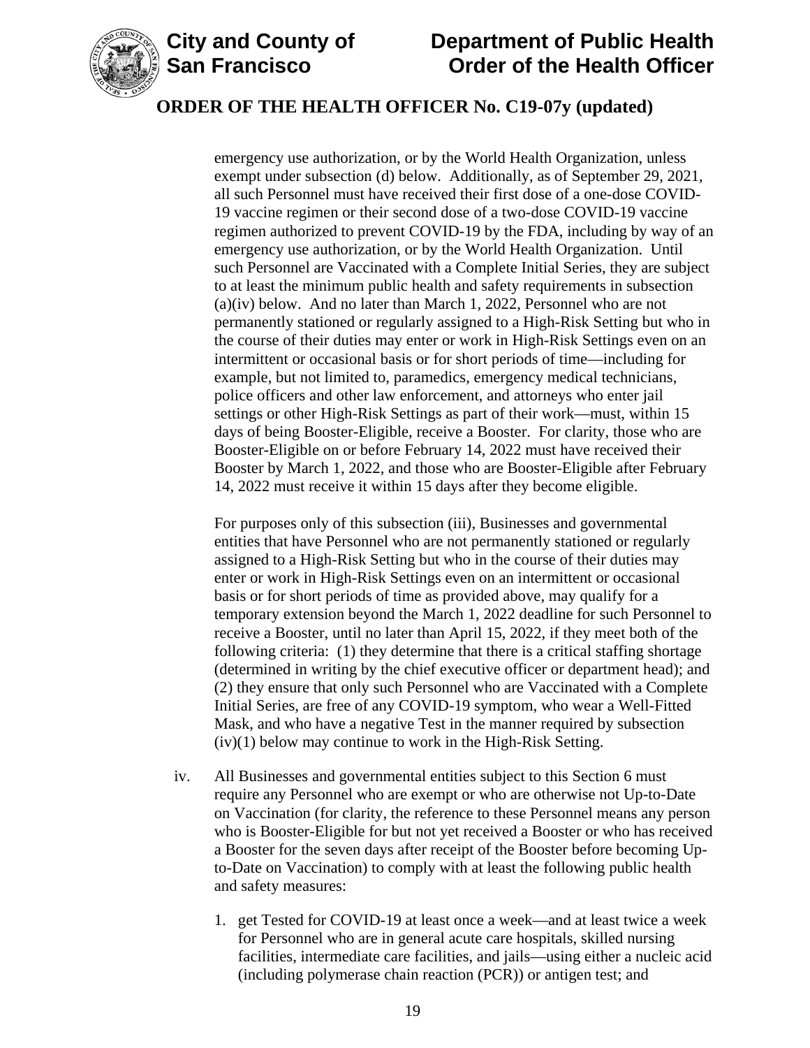emergency use authorization, or by the World Health Organization, unless exempt under subsection (d) below. Additionally, as of September 29, 2021, all such Personnel must have received their first dose of a one-dose COVID-19 vaccine regimen or their second dose of a two-dose COVID-19 vaccine regimen authorized to prevent COVID-19 by the FDA, including by way of an emergency use authorization, or by the World Health Organization. Until such Personnel are Vaccinated with a Complete Initial Series, they are subject to at least the minimum public health and safety requirements in subsection (a)(iv) below. And no later than March 1, 2022, Personnel who are not permanently stationed or regularly assigned to a High-Risk Setting but who in the course of their duties may enter or work in High-Risk Settings even on an intermittent or occasional basis or for short periods of time—including for example, but not limited to, paramedics, emergency medical technicians, police officers and other law enforcement, and attorneys who enter jail settings or other High-Risk Settings as part of their work—must, within 15 days of being Booster-Eligible, receive a Booster. For clarity, those who are Booster-Eligible on or before February 14, 2022 must have received their Booster by March 1, 2022, and those who are Booster-Eligible after February 14, 2022 must receive it within 15 days after they become eligible.

For purposes only of this subsection (iii), Businesses and governmental entities that have Personnel who are not permanently stationed or regularly assigned to a High-Risk Setting but who in the course of their duties may enter or work in High-Risk Settings even on an intermittent or occasional basis or for short periods of time as provided above, may qualify for a temporary extension beyond the March 1, 2022 deadline for such Personnel to receive a Booster, until no later than April 15, 2022, if they meet both of the following criteria: (1) they determine that there is a critical staffing shortage (determined in writing by the chief executive officer or department head); and (2) they ensure that only such Personnel who are Vaccinated with a Complete Initial Series, are free of any COVID-19 symptom, who wear a Well-Fitted Mask, and who have a negative Test in the manner required by subsection (iv)(1) below may continue to work in the High-Risk Setting.

iv. All Businesses and governmental entities subject to this Section 6 must require any Personnel who are exempt or who are otherwise not Up-to-Date on Vaccination (for clarity, the reference to these Personnel means any person who is Booster-Eligible for but not yet received a Booster or who has received a Booster for the seven days after receipt of the Booster before becoming Up-to-Date on Vaccination) to comply with at least the following public health and safety measures:

1. get Tested for COVID-19 at least once a week—and at least twice a week for Personnel who are in general acute care hospitals, skilled nursing facilities, intermediate care facilities, and jails—using either a nucleic acid (including polymerase chain reaction (PCR)) or antigen test; and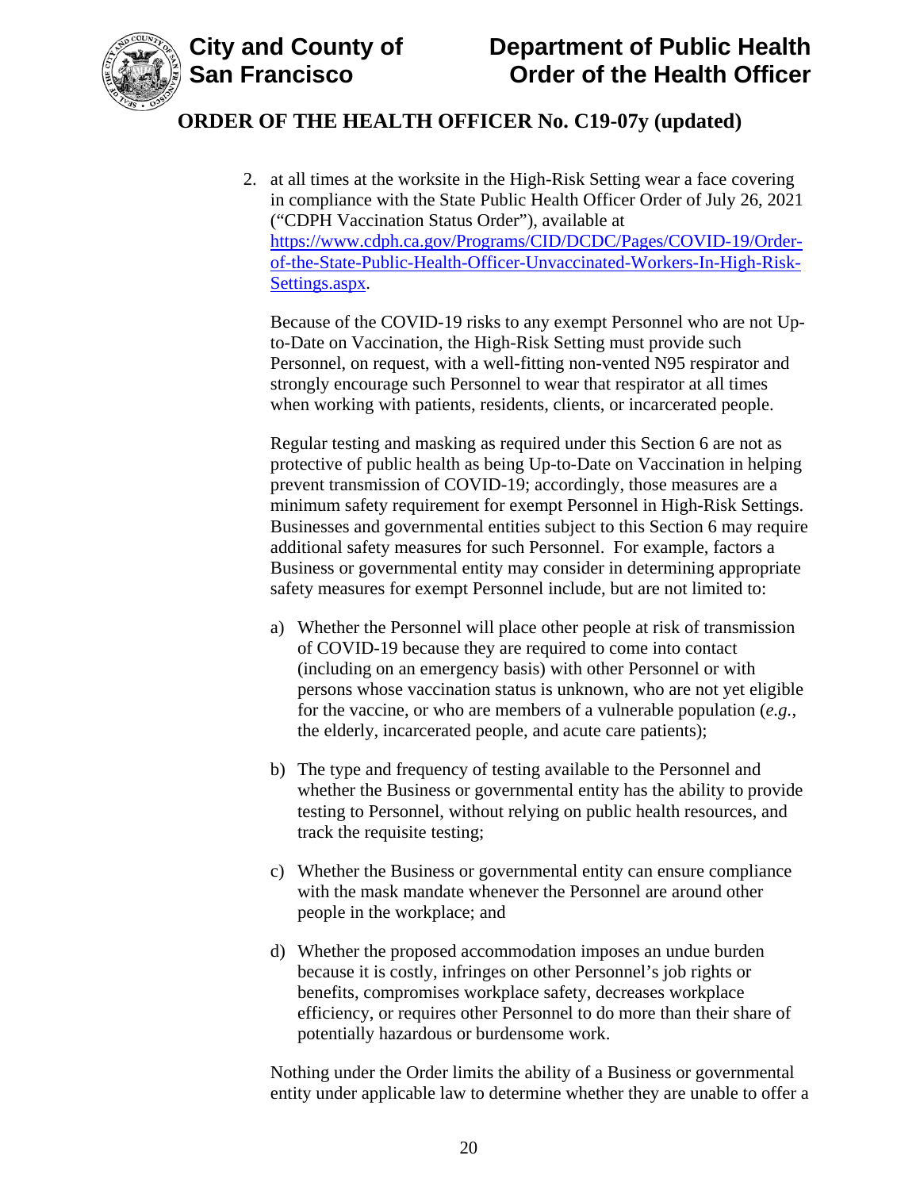2. at all times at the worksite in the High-Risk Setting wear a face covering in compliance with the State Public Health Officer Order of July 26, 2021 ("CDPH Vaccination Status Order"), available at [https://www.cdph.ca.gov/Programs/CID/DCDC/Pages/COVID-19/Order-of-the-State-Public-Health-Officer-Unvaccinated-Workers-In-High-Risk-Settings.aspx](https://www.cdph.ca.gov/Programs/CID/DCDC/Pages/COVID-19/Order-of-the-State-Public-Health-Officer-Unvaccinated-Workers-In-High-Risk-Settings.aspx).

   Because of the COVID-19 risks to any exempt Personnel who are not Up-to-Date on Vaccination, the High-Risk Setting must provide such Personnel, on request, with a well-fitting non-vented N95 respirator and strongly encourage such Personnel to wear that respirator at all times when working with patients, residents, clients, or incarcerated people.

   Regular testing and masking as required under this Section 6 are not as protective of public health as being Up-to-Date on Vaccination in helping prevent transmission of COVID-19; accordingly, those measures are a minimum safety requirement for exempt Personnel in High-Risk Settings. Businesses and governmental entities subject to this Section 6 may require additional safety measures for such Personnel. For example, factors a Business or governmental entity may consider in determining appropriate safety measures for exempt Personnel include, but are not limited to:

   a) Whether the Personnel will place other people at risk of transmission of COVID-19 because they are required to come into contact (including on an emergency basis) with other Personnel or with persons whose vaccination status is unknown, who are not yet eligible for the vaccine, or who are members of a vulnerable population (*e.g.*, the elderly, incarcerated people, and acute care patients);

   b) The type and frequency of testing available to the Personnel and whether the Business or governmental entity has the ability to provide testing to Personnel, without relying on public health resources, and track the requisite testing;

   c) Whether the Business or governmental entity can ensure compliance with the mask mandate whenever the Personnel are around other people in the workplace; and

   d) Whether the proposed accommodation imposes an undue burden because it is costly, infringes on other Personnel's job rights or benefits, compromises workplace safety, decreases workplace efficiency, or requires other Personnel to do more than their share of potentially hazardous or burdensome work.

   Nothing under the Order limits the ability of a Business or governmental entity under applicable law to determine whether they are unable to offer a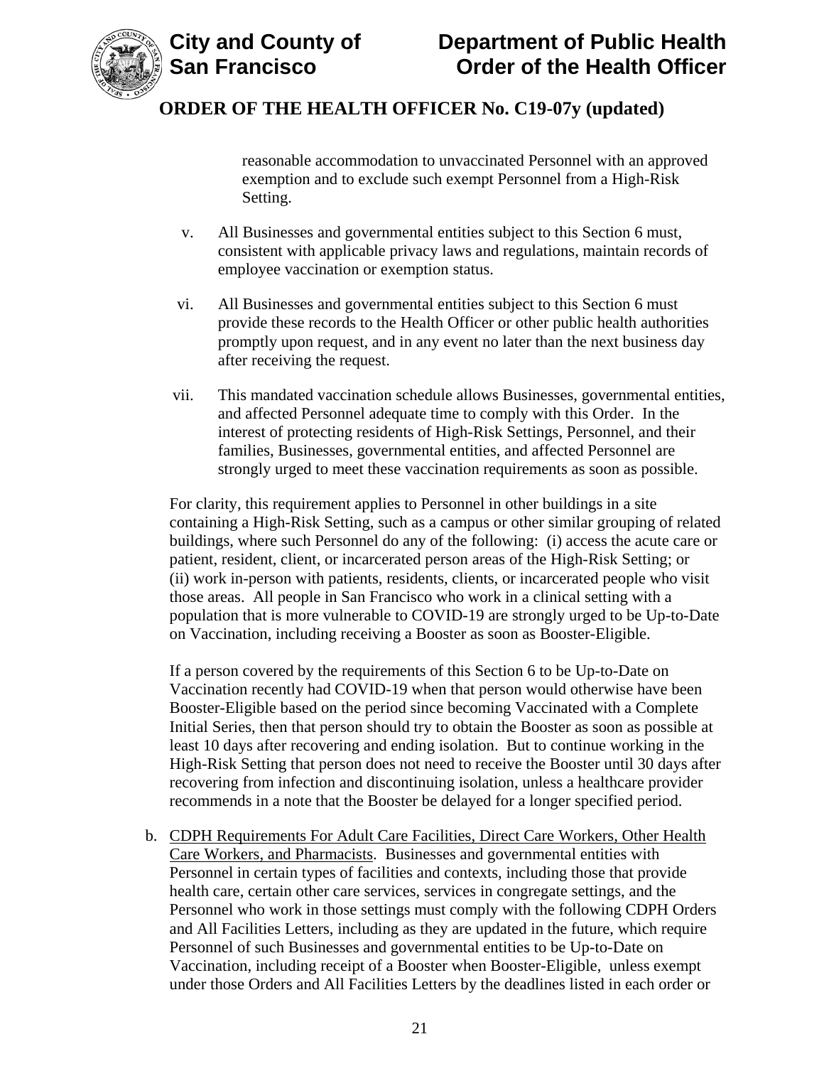reasonable accommodation to unvaccinated Personnel with an approved exemption and to exclude such exempt Personnel from a High-Risk Setting.

v. All Businesses and governmental entities subject to this Section 6 must, consistent with applicable privacy laws and regulations, maintain records of employee vaccination or exemption status.

vi. All Businesses and governmental entities subject to this Section 6 must provide these records to the Health Officer or other public health authorities promptly upon request, and in any event no later than the next business day after receiving the request.

vii. This mandated vaccination schedule allows Businesses, governmental entities, and affected Personnel adequate time to comply with this Order. In the interest of protecting residents of High-Risk Settings, Personnel, and their families, Businesses, governmental entities, and affected Personnel are strongly urged to meet these vaccination requirements as soon as possible.

For clarity, this requirement applies to Personnel in other buildings in a site containing a High-Risk Setting, such as a campus or other similar grouping of related buildings, where such Personnel do any of the following: (i) access the acute care or patient, resident, client, or incarcerated person areas of the High-Risk Setting; or (ii) work in-person with patients, residents, clients, or incarcerated people who visit those areas. All people in San Francisco who work in a clinical setting with a population that is more vulnerable to COVID-19 are strongly urged to be Up-to-Date on Vaccination, including receiving a Booster as soon as Booster-Eligible.

If a person covered by the requirements of this Section 6 to be Up-to-Date on Vaccination recently had COVID-19 when that person would otherwise have been Booster-Eligible based on the period since becoming Vaccinated with a Complete Initial Series, then that person should try to obtain the Booster as soon as possible at least 10 days after recovering and ending isolation. But to continue working in the High-Risk Setting that person does not need to receive the Booster until 30 days after recovering from infection and discontinuing isolation, unless a healthcare provider recommends in a note that the Booster be delayed for a longer specified period.

b. CDPH Requirements For Adult Care Facilities, Direct Care Workers, Other Health Care Workers, and Pharmacists. Businesses and governmental entities with Personnel in certain types of facilities and contexts, including those that provide health care, certain other care services, services in congregate settings, and the Personnel who work in those settings must comply with the following CDPH Orders and All Facilities Letters, including as they are updated in the future, which require Personnel of such Businesses and governmental entities to be Up-to-Date on Vaccination, including receipt of a Booster when Booster-Eligible, unless exempt under those Orders and All Facilities Letters by the deadlines listed in each order or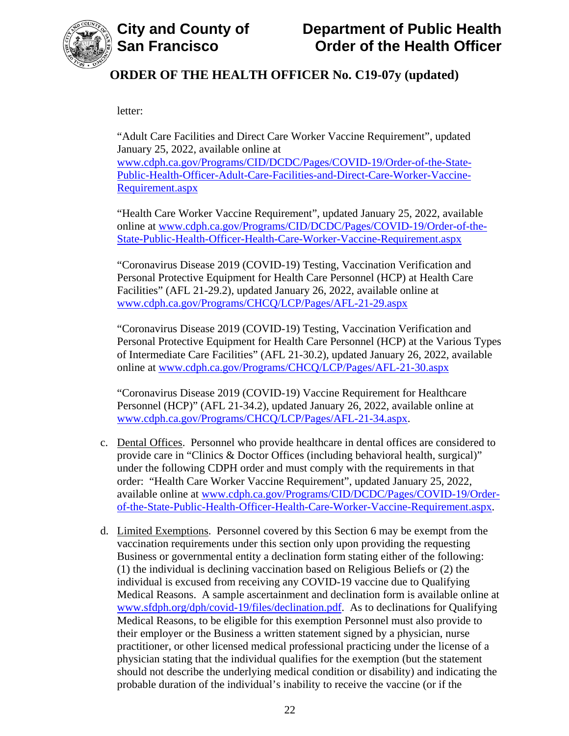letter:

"Adult Care Facilities and Direct Care Worker Vaccine Requirement", updated January 25, 2022, available online at [www.cdph.ca.gov/Programs/CID/DCDC/Pages/COVID-19/Order-of-the-State-Public-Health-Officer-Adult-Care-Facilities-and-Direct-Care-Worker-Vaccine-Requirement.aspx](www.cdph.ca.gov/Programs/CID/DCDC/Pages/COVID-19/Order-of-the-State-Public-Health-Officer-Adult-Care-Facilities-and-Direct-Care-Worker-Vaccine-Requirement.aspx)

"Health Care Worker Vaccine Requirement", updated January 25, 2022, available online at [www.cdph.ca.gov/Programs/CID/DCDC/Pages/COVID-19/Order-of-the-State-Public-Health-Officer-Health-Care-Worker-Vaccine-Requirement.aspx](www.cdph.ca.gov/Programs/CID/DCDC/Pages/COVID-19/Order-of-the-State-Public-Health-Officer-Health-Care-Worker-Vaccine-Requirement.aspx)

"Coronavirus Disease 2019 (COVID-19) Testing, Vaccination Verification and Personal Protective Equipment for Health Care Personnel (HCP) at Health Care Facilities" (AFL 21-29.2), updated January 26, 2022, available online at [www.cdph.ca.gov/Programs/CHCQ/LCP/Pages/AFL-21-29.aspx](www.cdph.ca.gov/Programs/CHCQ/LCP/Pages/AFL-21-29.aspx)

"Coronavirus Disease 2019 (COVID-19) Testing, Vaccination Verification and Personal Protective Equipment for Health Care Personnel (HCP) at the Various Types of Intermediate Care Facilities" (AFL 21-30.2), updated January 26, 2022, available online at [www.cdph.ca.gov/Programs/CHCQ/LCP/Pages/AFL-21-30.aspx](www.cdph.ca.gov/Programs/CHCQ/LCP/Pages/AFL-21-30.aspx)

"Coronavirus Disease 2019 (COVID-19) Vaccine Requirement for Healthcare Personnel (HCP)" (AFL 21-34.2), updated January 26, 2022, available online at [www.cdph.ca.gov/Programs/CHCQ/LCP/Pages/AFL-21-34.aspx](www.cdph.ca.gov/Programs/CHCQ/LCP/Pages/AFL-21-34.aspx).

c. Dental Offices. Personnel who provide healthcare in dental offices are considered to provide care in "Clinics & Doctor Offices (including behavioral health, surgical)" under the following CDPH order and must comply with the requirements in that order: "Health Care Worker Vaccine Requirement", updated January 25, 2022, available online at [www.cdph.ca.gov/Programs/CID/DCDC/Pages/COVID-19/Order-of-the-State-Public-Health-Officer-Health-Care-Worker-Vaccine-Requirement.aspx](www.cdph.ca.gov/Programs/CID/DCDC/Pages/COVID-19/Order-of-the-State-Public-Health-Officer-Health-Care-Worker-Vaccine-Requirement.aspx).

d. Limited Exemptions. Personnel covered by this Section 6 may be exempt from the vaccination requirements under this section only upon providing the requesting Business or governmental entity a declination form stating either of the following: (1) the individual is declining vaccination based on Religious Beliefs or (2) the individual is excused from receiving any COVID-19 vaccine due to Qualifying Medical Reasons. A sample ascertainment and declination form is available online at [www.sfdph.org/dph/covid-19/files/declination.pdf](www.sfdph.org/dph/covid-19/files/declination.pdf). As to declinations for Qualifying Medical Reasons, to be eligible for this exemption Personnel must also provide to their employer or the Business a written statement signed by a physician, nurse practitioner, or other licensed medical professional practicing under the license of a physician stating that the individual qualifies for the exemption (but the statement should not describe the underlying medical condition or disability) and indicating the probable duration of the individual's inability to receive the vaccine (or if the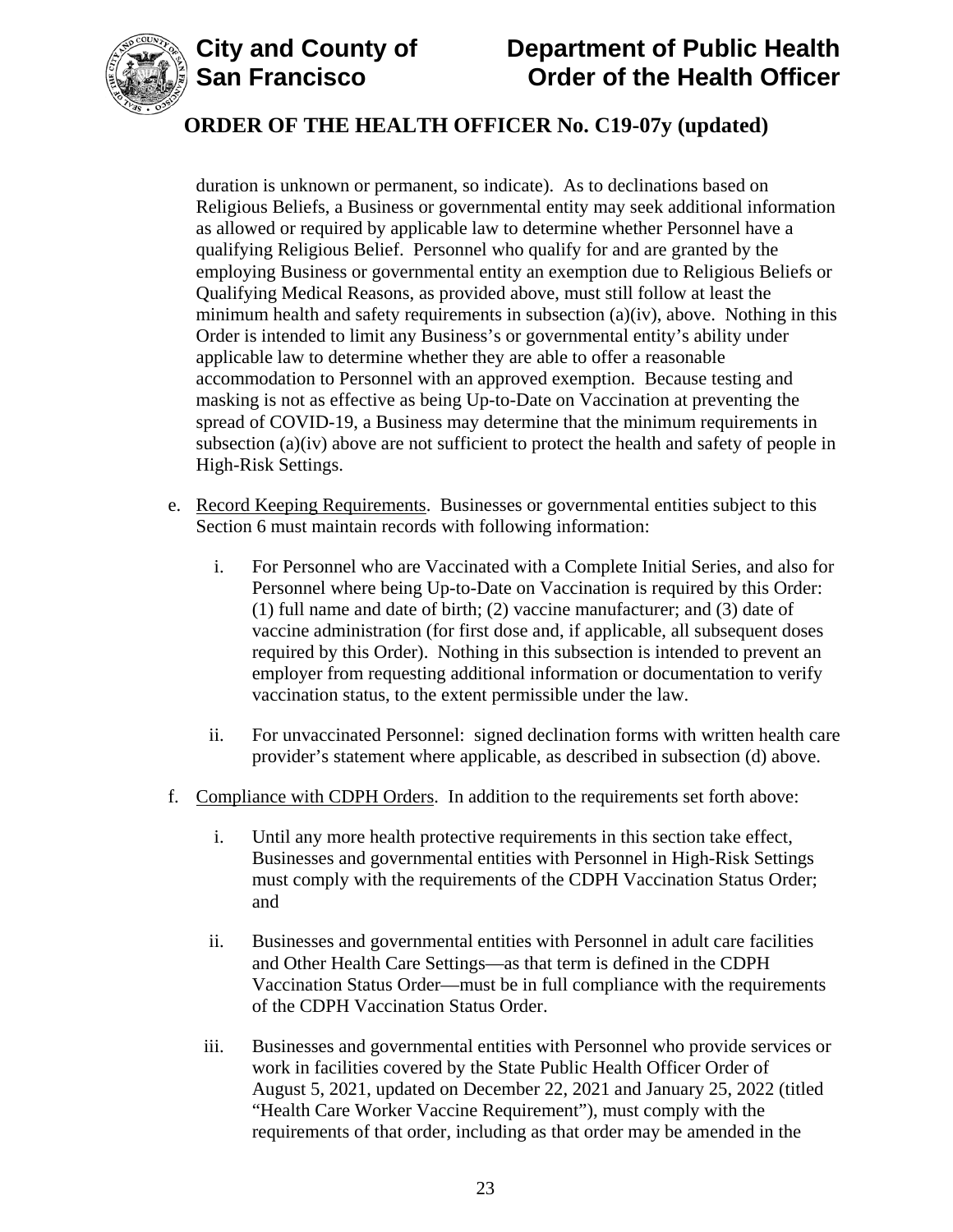duration is unknown or permanent, so indicate). As to declinations based on Religious Beliefs, a Business or governmental entity may seek additional information as allowed or required by applicable law to determine whether Personnel have a qualifying Religious Belief. Personnel who qualify for and are granted by the employing Business or governmental entity an exemption due to Religious Beliefs or Qualifying Medical Reasons, as provided above, must still follow at least the minimum health and safety requirements in subsection (a)(iv), above. Nothing in this Order is intended to limit any Business's or governmental entity's ability under applicable law to determine whether they are able to offer a reasonable accommodation to Personnel with an approved exemption. Because testing and masking is not as effective as being Up-to-Date on Vaccination at preventing the spread of COVID-19, a Business may determine that the minimum requirements in subsection (a)(iv) above are not sufficient to protect the health and safety of people in High-Risk Settings.

e. Record Keeping Requirements. Businesses or governmental entities subject to this Section 6 must maintain records with following information:

   i. For Personnel who are Vaccinated with a Complete Initial Series, and also for Personnel where being Up-to-Date on Vaccination is required by this Order: (1) full name and date of birth; (2) vaccine manufacturer; and (3) date of vaccine administration (for first dose and, if applicable, all subsequent doses required by this Order). Nothing in this subsection is intended to prevent an employer from requesting additional information or documentation to verify vaccination status, to the extent permissible under the law.

   ii. For unvaccinated Personnel: signed declination forms with written health care provider's statement where applicable, as described in subsection (d) above.

f. Compliance with CDPH Orders. In addition to the requirements set forth above:

   i. Until any more health protective requirements in this section take effect, Businesses and governmental entities with Personnel in High-Risk Settings must comply with the requirements of the CDPH Vaccination Status Order; and

   ii. Businesses and governmental entities with Personnel in adult care facilities and Other Health Care Settings—as that term is defined in the CDPH Vaccination Status Order—must be in full compliance with the requirements of the CDPH Vaccination Status Order.

   iii. Businesses and governmental entities with Personnel who provide services or work in facilities covered by the State Public Health Officer Order of August 5, 2021, updated on December 22, 2021 and January 25, 2022 (titled "Health Care Worker Vaccine Requirement"), must comply with the requirements of that order, including as that order may be amended in the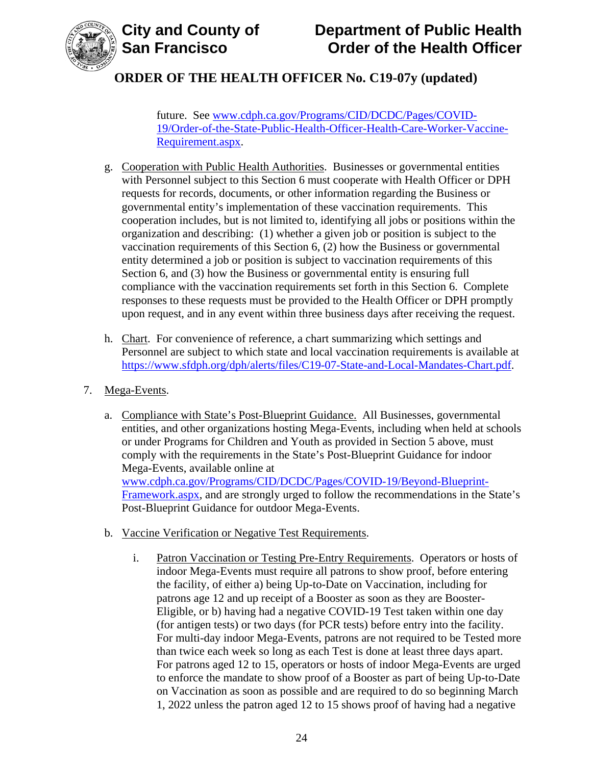future. See [www.cdph.ca.gov/Programs/CID/DCDC/Pages/COVID-19/Order-of-the-State-Public-Health-Officer-Health-Care-Worker-Vaccine-Requirement.aspx](www.cdph.ca.gov/Programs/CID/DCDC/Pages/COVID-19/Order-of-the-State-Public-Health-Officer-Health-Care-Worker-Vaccine-Requirement.aspx).

g. Cooperation with Public Health Authorities. Businesses or governmental entities with Personnel subject to this Section 6 must cooperate with Health Officer or DPH requests for records, documents, or other information regarding the Business or governmental entity's implementation of these vaccination requirements. This cooperation includes, but is not limited to, identifying all jobs or positions within the organization and describing: (1) whether a given job or position is subject to the vaccination requirements of this Section 6, (2) how the Business or governmental entity determined a job or position is subject to vaccination requirements of this Section 6, and (3) how the Business or governmental entity is ensuring full compliance with the vaccination requirements set forth in this Section 6. Complete responses to these requests must be provided to the Health Officer or DPH promptly upon request, and in any event within three business days after receiving the request.

h. Chart. For convenience of reference, a chart summarizing which settings and Personnel are subject to which state and local vaccination requirements is available at [https://www.sfdph.org/dph/alerts/files/C19-07-State-and-Local-Mandates-Chart.pdf](https://www.sfdph.org/dph/alerts/files/C19-07-State-and-Local-Mandates-Chart.pdf).

7. Mega-Events.

a. Compliance with State's Post-Blueprint Guidance. All Businesses, governmental entities, and other organizations hosting Mega-Events, including when held at schools or under Programs for Children and Youth as provided in Section 5 above, must comply with the requirements in the State's Post-Blueprint Guidance for indoor Mega-Events, available online at [www.cdph.ca.gov/Programs/CID/DCDC/Pages/COVID-19/Beyond-Blueprint-Framework.aspx](www.cdph.ca.gov/Programs/CID/DCDC/Pages/COVID-19/Beyond-Blueprint-Framework.aspx), and are strongly urged to follow the recommendations in the State's Post-Blueprint Guidance for outdoor Mega-Events.

b. Vaccine Verification or Negative Test Requirements.

i. Patron Vaccination or Testing Pre-Entry Requirements. Operators or hosts of indoor Mega-Events must require all patrons to show proof, before entering the facility, of either a) being Up-to-Date on Vaccination, including for patrons age 12 and up receipt of a Booster as soon as they are Booster-Eligible, or b) having had a negative COVID-19 Test taken within one day (for antigen tests) or two days (for PCR tests) before entry into the facility. For multi-day indoor Mega-Events, patrons are not required to be Tested more than twice each week so long as each Test is done at least three days apart. For patrons aged 12 to 15, operators or hosts of indoor Mega-Events are urged to enforce the mandate to show proof of a Booster as part of being Up-to-Date on Vaccination as soon as possible and are required to do so beginning March 1, 2022 unless the patron aged 12 to 15 shows proof of having had a negative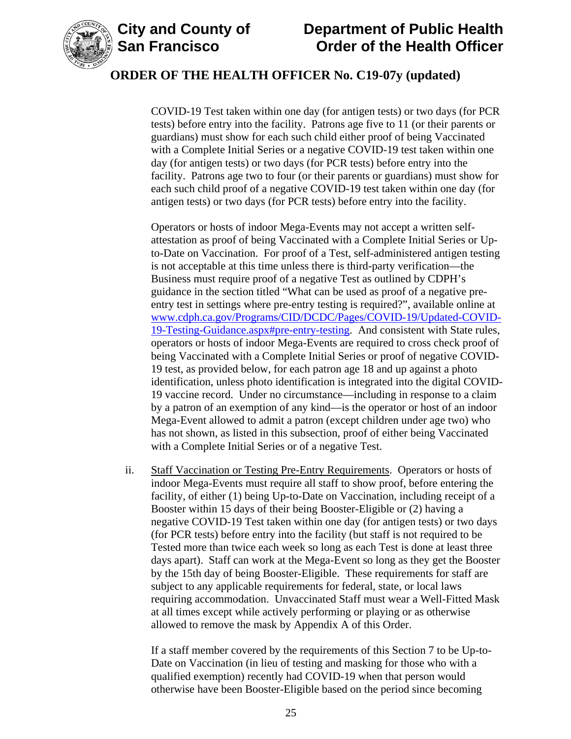COVID-19 Test taken within one day (for antigen tests) or two days (for PCR tests) before entry into the facility. Patrons age five to 11 (or their parents or guardians) must show for each such child either proof of being Vaccinated with a Complete Initial Series or a negative COVID-19 test taken within one day (for antigen tests) or two days (for PCR tests) before entry into the facility. Patrons age two to four (or their parents or guardians) must show for each such child proof of a negative COVID-19 test taken within one day (for antigen tests) or two days (for PCR tests) before entry into the facility.

Operators or hosts of indoor Mega-Events may not accept a written self-attestation as proof of being Vaccinated with a Complete Initial Series or Up-to-Date on Vaccination. For proof of a Test, self-administered antigen testing is not acceptable at this time unless there is third-party verification—the Business must require proof of a negative Test as outlined by CDPH's guidance in the section titled "What can be used as proof of a negative pre-entry test in settings where pre-entry testing is required?", available online at [www.cdph.ca.gov/Programs/CID/DCDC/Pages/COVID-19/Updated-COVID-19-Testing-Guidance.aspx#pre-entry-testing](www.cdph.ca.gov/Programs/CID/DCDC/Pages/COVID-19/Updated-COVID-19-Testing-Guidance.aspx#pre-entry-testing). And consistent with State rules, operators or hosts of indoor Mega-Events are required to cross check proof of being Vaccinated with a Complete Initial Series or proof of negative COVID-19 test, as provided below, for each patron age 18 and up against a photo identification, unless photo identification is integrated into the digital COVID-19 vaccine record. Under no circumstance—including in response to a claim by a patron of an exemption of any kind—is the operator or host of an indoor Mega-Event allowed to admit a patron (except children under age two) who has not shown, as listed in this subsection, proof of either being Vaccinated with a Complete Initial Series or of a negative Test.

ii. <u>Staff Vaccination or Testing Pre-Entry Requirements</u>. Operators or hosts of indoor Mega-Events must require all staff to show proof, before entering the facility, of either (1) being Up-to-Date on Vaccination, including receipt of a Booster within 15 days of their being Booster-Eligible or (2) having a negative COVID-19 Test taken within one day (for antigen tests) or two days (for PCR tests) before entry into the facility (but staff is not required to be Tested more than twice each week so long as each Test is done at least three days apart). Staff can work at the Mega-Event so long as they get the Booster by the 15th day of being Booster-Eligible. These requirements for staff are subject to any applicable requirements for federal, state, or local laws requiring accommodation. Unvaccinated Staff must wear a Well-Fitted Mask at all times except while actively performing or playing or as otherwise allowed to remove the mask by Appendix A of this Order.

If a staff member covered by the requirements of this Section 7 to be Up-to-Date on Vaccination (in lieu of testing and masking for those who with a qualified exemption) recently had COVID-19 when that person would otherwise have been Booster-Eligible based on the period since becoming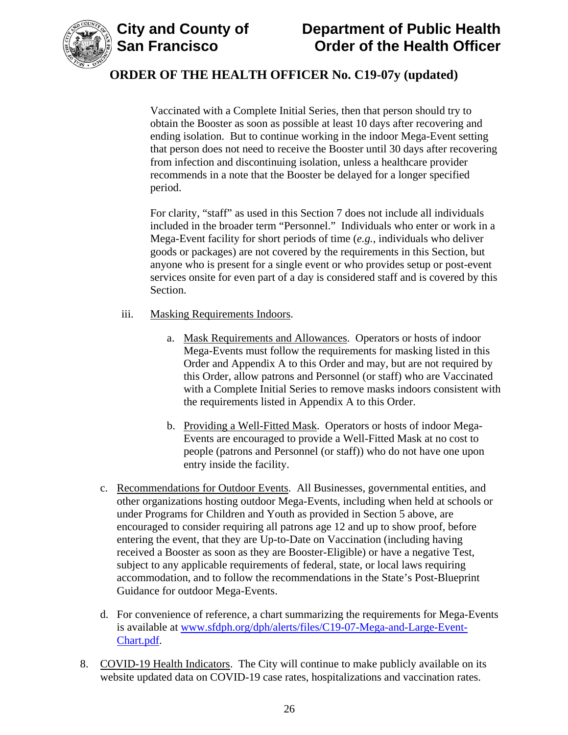Vaccinated with a Complete Initial Series, then that person should try to obtain the Booster as soon as possible at least 10 days after recovering and ending isolation. But to continue working in the indoor Mega-Event setting that person does not need to receive the Booster until 30 days after recovering from infection and discontinuing isolation, unless a healthcare provider recommends in a note that the Booster be delayed for a longer specified period.

For clarity, "staff" as used in this Section 7 does not include all individuals included in the broader term "Personnel." Individuals who enter or work in a Mega-Event facility for short periods of time (*e.g.*, individuals who deliver goods or packages) are not covered by the requirements in this Section, but anyone who is present for a single event or who provides setup or post-event services onsite for even part of a day is considered staff and is covered by this Section.

iii. Masking Requirements Indoors.

a. Mask Requirements and Allowances. Operators or hosts of indoor Mega-Events must follow the requirements for masking listed in this Order and Appendix A to this Order and may, but are not required by this Order, allow patrons and Personnel (or staff) who are Vaccinated with a Complete Initial Series to remove masks indoors consistent with the requirements listed in Appendix A to this Order.

b. Providing a Well-Fitted Mask. Operators or hosts of indoor Mega-Events are encouraged to provide a Well-Fitted Mask at no cost to people (patrons and Personnel (or staff)) who do not have one upon entry inside the facility.

c. Recommendations for Outdoor Events. All Businesses, governmental entities, and other organizations hosting outdoor Mega-Events, including when held at schools or under Programs for Children and Youth as provided in Section 5 above, are encouraged to consider requiring all patrons age 12 and up to show proof, before entering the event, that they are Up-to-Date on Vaccination (including having received a Booster as soon as they are Booster-Eligible) or have a negative Test, subject to any applicable requirements of federal, state, or local laws requiring accommodation, and to follow the recommendations in the State's Post-Blueprint Guidance for outdoor Mega-Events.

d. For convenience of reference, a chart summarizing the requirements for Mega-Events is available at www.sfdph.org/dph/alerts/files/C19-07-Mega-and-Large-Event-Chart.pdf.

8. COVID-19 Health Indicators. The City will continue to make publicly available on its website updated data on COVID-19 case rates, hospitalizations and vaccination rates.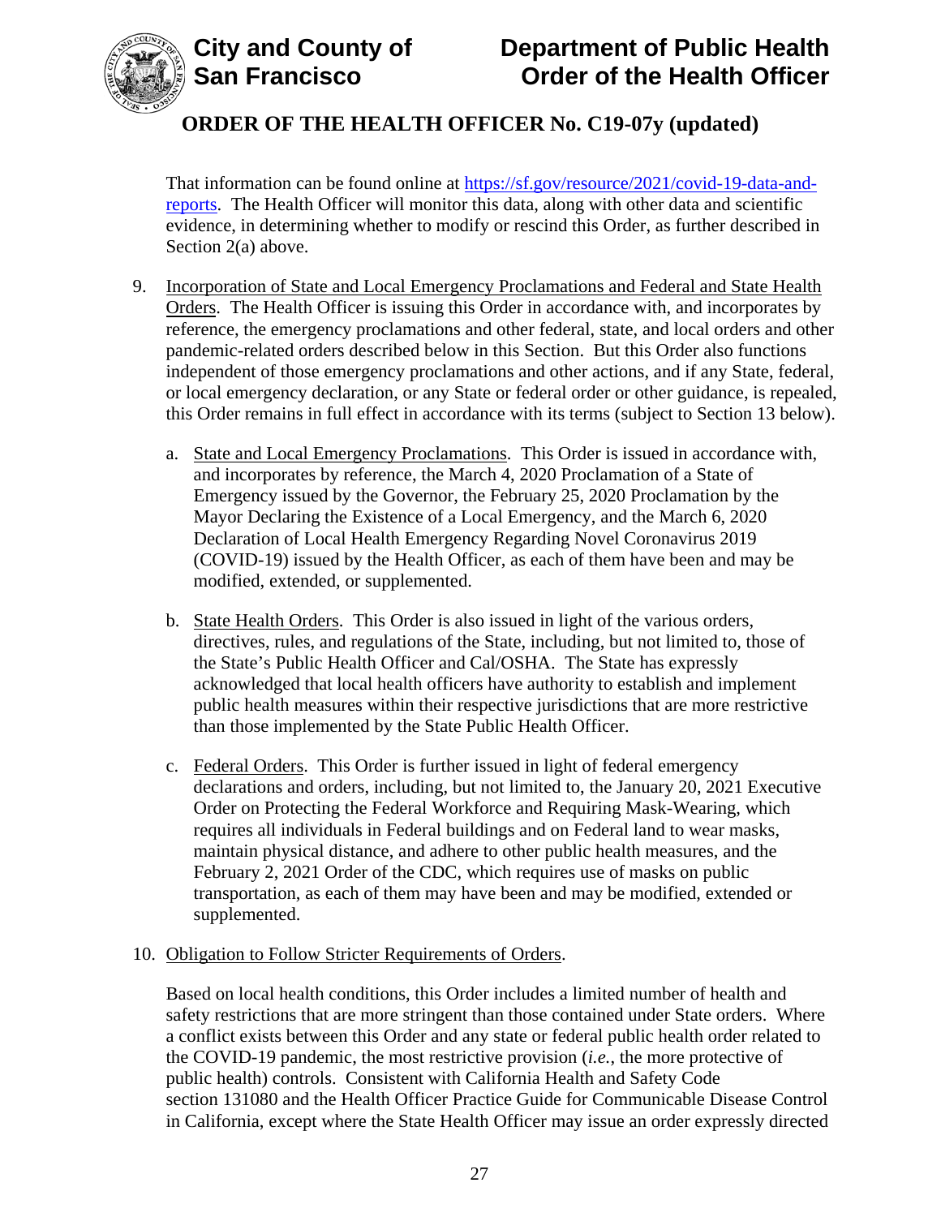That information can be found online at [https://sf.gov/resource/2021/covid-19-data-and-reports](https://sf.gov/resource/2021/covid-19-data-and-reports). The Health Officer will monitor this data, along with other data and scientific evidence, in determining whether to modify or rescind this Order, as further described in Section 2(a) above.

9. Incorporation of State and Local Emergency Proclamations and Federal and State Health Orders. The Health Officer is issuing this Order in accordance with, and incorporates by reference, the emergency proclamations and other federal, state, and local orders and other pandemic-related orders described below in this Section. But this Order also functions independent of those emergency proclamations and other actions, and if any State, federal, or local emergency declaration, or any State or federal order or other guidance, is repealed, this Order remains in full effect in accordance with its terms (subject to Section 13 below).

   a. State and Local Emergency Proclamations. This Order is issued in accordance with, and incorporates by reference, the March 4, 2020 Proclamation of a State of Emergency issued by the Governor, the February 25, 2020 Proclamation by the Mayor Declaring the Existence of a Local Emergency, and the March 6, 2020 Declaration of Local Health Emergency Regarding Novel Coronavirus 2019 (COVID-19) issued by the Health Officer, as each of them have been and may be modified, extended, or supplemented.

   b. State Health Orders. This Order is also issued in light of the various orders, directives, rules, and regulations of the State, including, but not limited to, those of the State's Public Health Officer and Cal/OSHA. The State has expressly acknowledged that local health officers have authority to establish and implement public health measures within their respective jurisdictions that are more restrictive than those implemented by the State Public Health Officer.

   c. Federal Orders. This Order is further issued in light of federal emergency declarations and orders, including, but not limited to, the January 20, 2021 Executive Order on Protecting the Federal Workforce and Requiring Mask-Wearing, which requires all individuals in Federal buildings and on Federal land to wear masks, maintain physical distance, and adhere to other public health measures, and the February 2, 2021 Order of the CDC, which requires use of masks on public transportation, as each of them may have been and may be modified, extended or supplemented.

10. Obligation to Follow Stricter Requirements of Orders.

    Based on local health conditions, this Order includes a limited number of health and safety restrictions that are more stringent than those contained under State orders. Where a conflict exists between this Order and any state or federal public health order related to the COVID-19 pandemic, the most restrictive provision (*i.e.*, the more protective of public health) controls. Consistent with California Health and Safety Code section 131080 and the Health Officer Practice Guide for Communicable Disease Control in California, except where the State Health Officer may issue an order expressly directed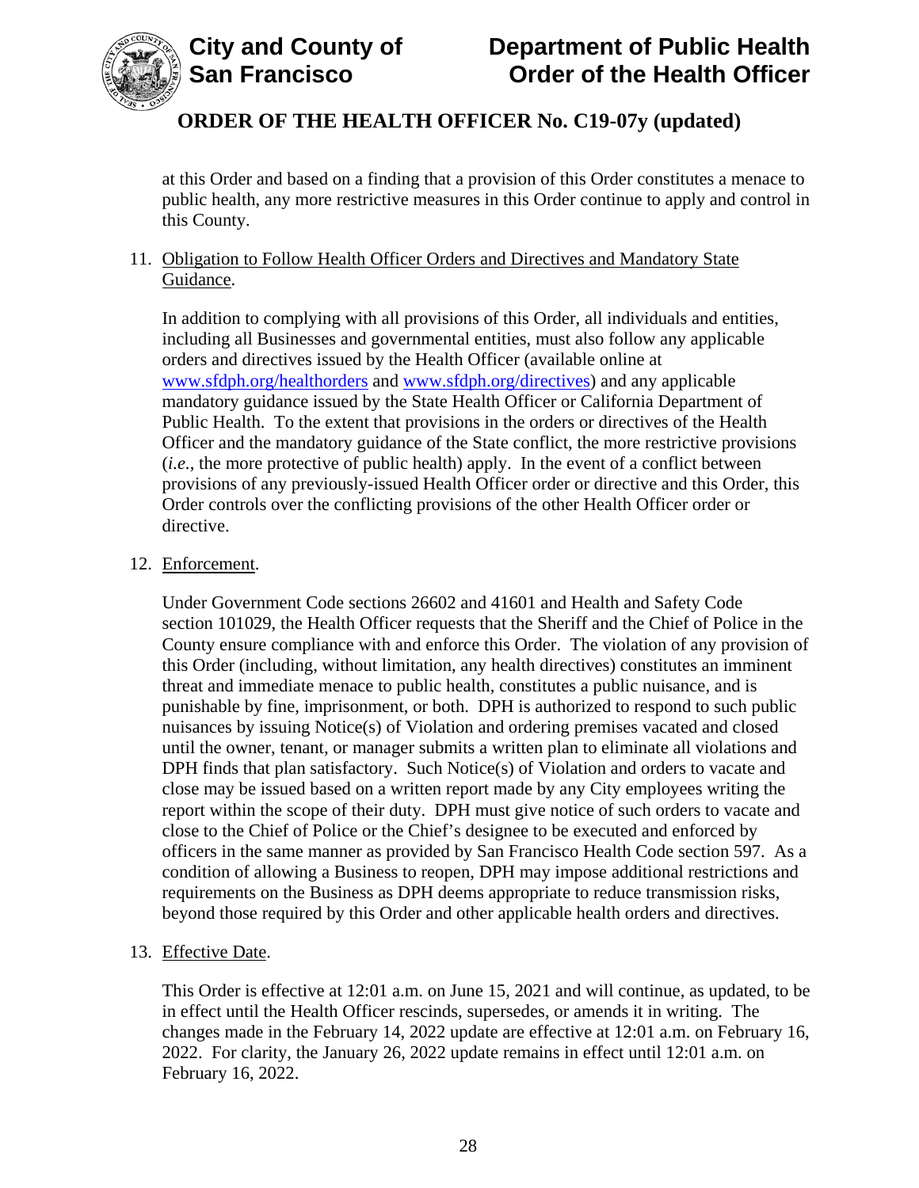at this Order and based on a finding that a provision of this Order constitutes a menace to public health, any more restrictive measures in this Order continue to apply and control in this County.

11. Obligation to Follow Health Officer Orders and Directives and Mandatory State Guidance.

    In addition to complying with all provisions of this Order, all individuals and entities, including all Businesses and governmental entities, must also follow any applicable orders and directives issued by the Health Officer (available online at [www.sfdph.org/healthorders](http://www.sfdph.org/healthorders) and [www.sfdph.org/directives](http://www.sfdph.org/directives)) and any applicable mandatory guidance issued by the State Health Officer or California Department of Public Health. To the extent that provisions in the orders or directives of the Health Officer and the mandatory guidance of the State conflict, the more restrictive provisions (*i.e.*, the more protective of public health) apply. In the event of a conflict between provisions of any previously-issued Health Officer order or directive and this Order, this Order controls over the conflicting provisions of the other Health Officer order or directive.

12. Enforcement.

    Under Government Code sections 26602 and 41601 and Health and Safety Code section 101029, the Health Officer requests that the Sheriff and the Chief of Police in the County ensure compliance with and enforce this Order. The violation of any provision of this Order (including, without limitation, any health directives) constitutes an imminent threat and immediate menace to public health, constitutes a public nuisance, and is punishable by fine, imprisonment, or both. DPH is authorized to respond to such public nuisances by issuing Notice(s) of Violation and ordering premises vacated and closed until the owner, tenant, or manager submits a written plan to eliminate all violations and DPH finds that plan satisfactory. Such Notice(s) of Violation and orders to vacate and close may be issued based on a written report made by any City employees writing the report within the scope of their duty. DPH must give notice of such orders to vacate and close to the Chief of Police or the Chief's designee to be executed and enforced by officers in the same manner as provided by San Francisco Health Code section 597. As a condition of allowing a Business to reopen, DPH may impose additional restrictions and requirements on the Business as DPH deems appropriate to reduce transmission risks, beyond those required by this Order and other applicable health orders and directives.

13. Effective Date.

    This Order is effective at 12:01 a.m. on June 15, 2021 and will continue, as updated, to be in effect until the Health Officer rescinds, supersedes, or amends it in writing. The changes made in the February 14, 2022 update are effective at 12:01 a.m. on February 16, 2022. For clarity, the January 26, 2022 update remains in effect until 12:01 a.m. on February 16, 2022.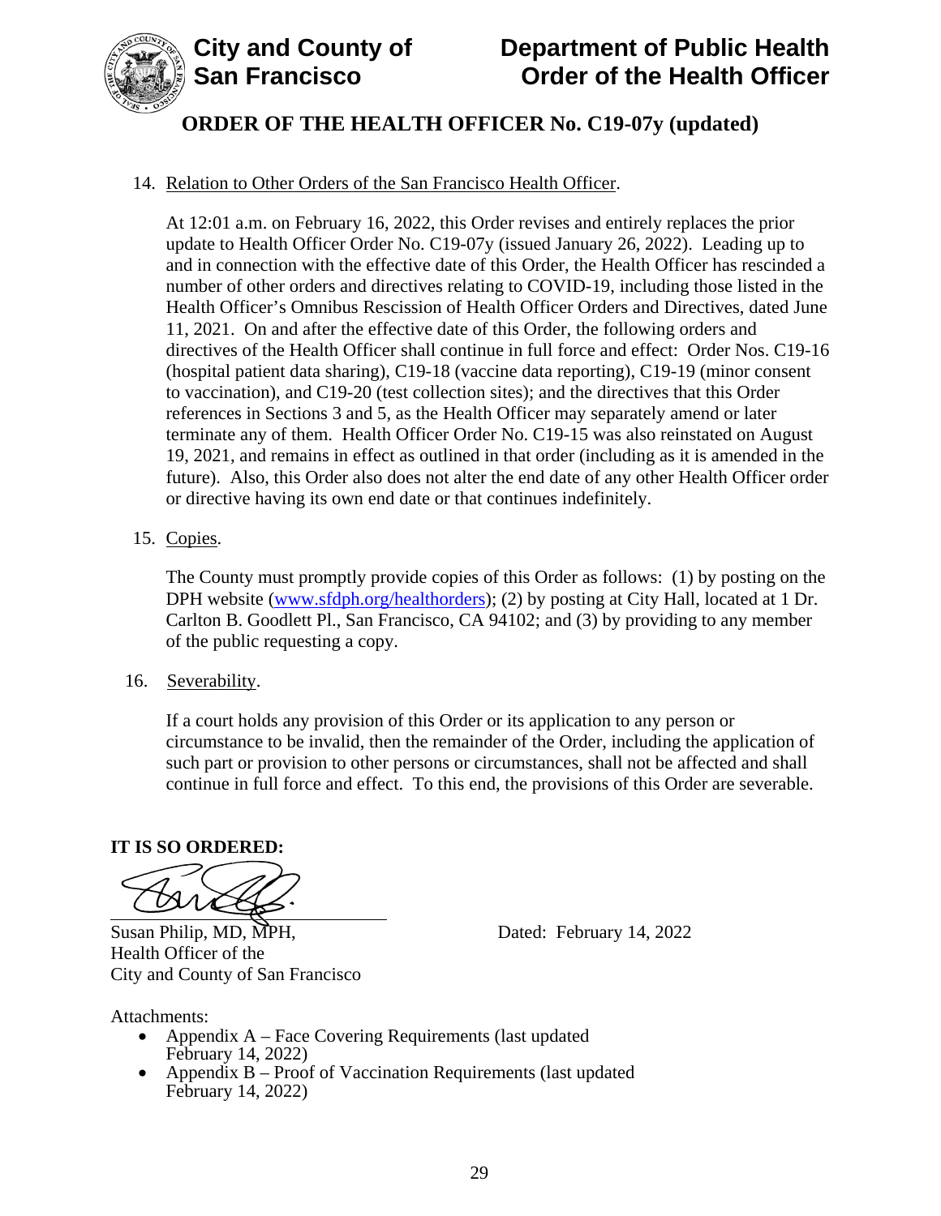14. Relation to Other Orders of the San Francisco Health Officer.

    At 12:01 a.m. on February 16, 2022, this Order revises and entirely replaces the prior update to Health Officer Order No. C19-07y (issued January 26, 2022). Leading up to and in connection with the effective date of this Order, the Health Officer has rescinded a number of other orders and directives relating to COVID-19, including those listed in the Health Officer's Omnibus Rescission of Health Officer Orders and Directives, dated June 11, 2021. On and after the effective date of this Order, the following orders and directives of the Health Officer shall continue in full force and effect: Order Nos. C19-16 (hospital patient data sharing), C19-18 (vaccine data reporting), C19-19 (minor consent to vaccination), and C19-20 (test collection sites); and the directives that this Order references in Sections 3 and 5, as the Health Officer may separately amend or later terminate any of them. Health Officer Order No. C19-15 was also reinstated on August 19, 2021, and remains in effect as outlined in that order (including as it is amended in the future). Also, this Order also does not alter the end date of any other Health Officer order or directive having its own end date or that continues indefinitely.

15. Copies.

    The County must promptly provide copies of this Order as follows: (1) by posting on the DPH website (www.sfdph.org/healthorders); (2) by posting at City Hall, located at 1 Dr. Carlton B. Goodlett Pl., San Francisco, CA 94102; and (3) by providing to any member of the public requesting a copy.

16. Severability.

    If a court holds any provision of this Order or its application to any person or circumstance to be invalid, then the remainder of the Order, including the application of such part or provision to other persons or circumstances, shall not be affected and shall continue in full force and effect. To this end, the provisions of this Order are severable.

**IT IS SO ORDERED:**

Susan Philip, MD, MPH,
Health Officer of the
City and County of San Francisco

Dated: February 14, 2022

Attachments:

- Appendix A – Face Covering Requirements (last updated February 14, 2022)
- Appendix B – Proof of Vaccination Requirements (last updated February 14, 2022)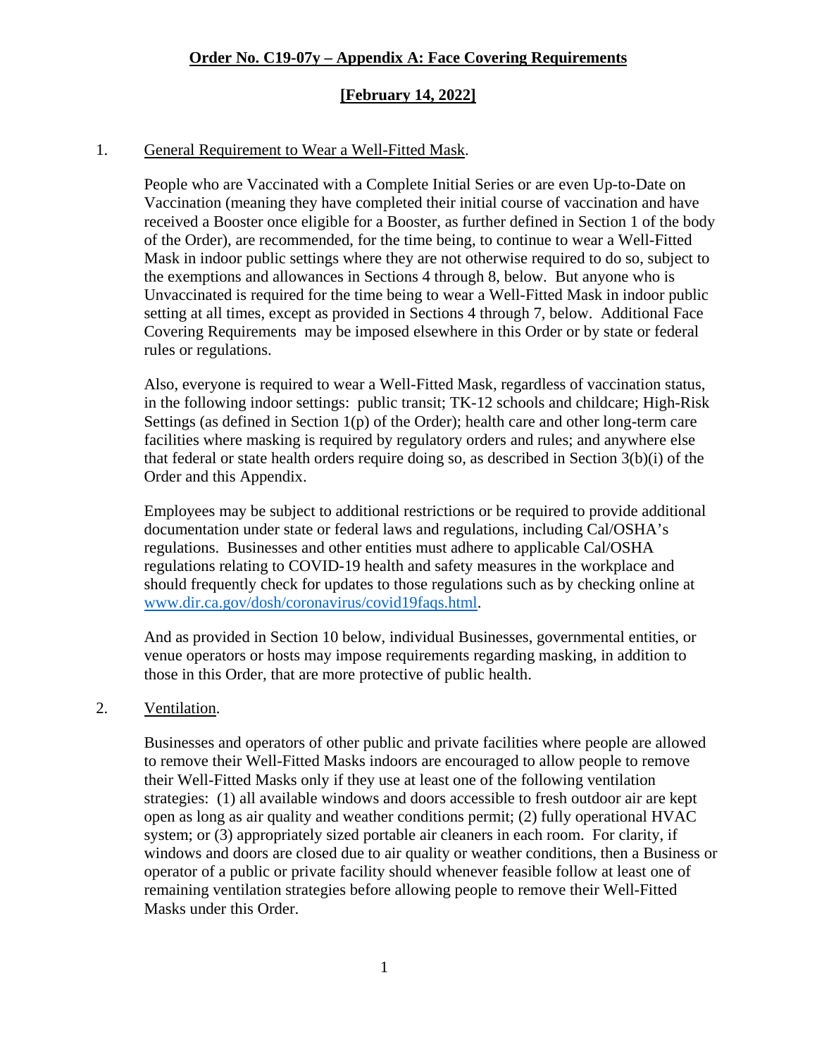**Order No. C19-07y – Appendix A: Face Covering Requirements**

**[February 14, 2022]**

1. General Requirement to Wear a Well-Fitted Mask.

   People who are Vaccinated with a Complete Initial Series or are even Up-to-Date on Vaccination (meaning they have completed their initial course of vaccination and have received a Booster once eligible for a Booster, as further defined in Section 1 of the body of the Order), are recommended, for the time being, to continue to wear a Well-Fitted Mask in indoor public settings where they are not otherwise required to do so, subject to the exemptions and allowances in Sections 4 through 8, below. But anyone who is Unvaccinated is required for the time being to wear a Well-Fitted Mask in indoor public setting at all times, except as provided in Sections 4 through 7, below. Additional Face Covering Requirements may be imposed elsewhere in this Order or by state or federal rules or regulations.

   Also, everyone is required to wear a Well-Fitted Mask, regardless of vaccination status, in the following indoor settings: public transit; TK-12 schools and childcare; High-Risk Settings (as defined in Section 1(p) of the Order); health care and other long-term care facilities where masking is required by regulatory orders and rules; and anywhere else that federal or state health orders require doing so, as described in Section 3(b)(i) of the Order and this Appendix.

   Employees may be subject to additional restrictions or be required to provide additional documentation under state or federal laws and regulations, including Cal/OSHA's regulations. Businesses and other entities must adhere to applicable Cal/OSHA regulations relating to COVID-19 health and safety measures in the workplace and should frequently check for updates to those regulations such as by checking online at www.dir.ca.gov/dosh/coronavirus/covid19faqs.html.

   And as provided in Section 10 below, individual Businesses, governmental entities, or venue operators or hosts may impose requirements regarding masking, in addition to those in this Order, that are more protective of public health.

2. Ventilation.

   Businesses and operators of other public and private facilities where people are allowed to remove their Well-Fitted Masks indoors are encouraged to allow people to remove their Well-Fitted Masks only if they use at least one of the following ventilation strategies: (1) all available windows and doors accessible to fresh outdoor air are kept open as long as air quality and weather conditions permit; (2) fully operational HVAC system; or (3) appropriately sized portable air cleaners in each room. For clarity, if windows and doors are closed due to air quality or weather conditions, then a Business or operator of a public or private facility should whenever feasible follow at least one of remaining ventilation strategies before allowing people to remove their Well-Fitted Masks under this Order.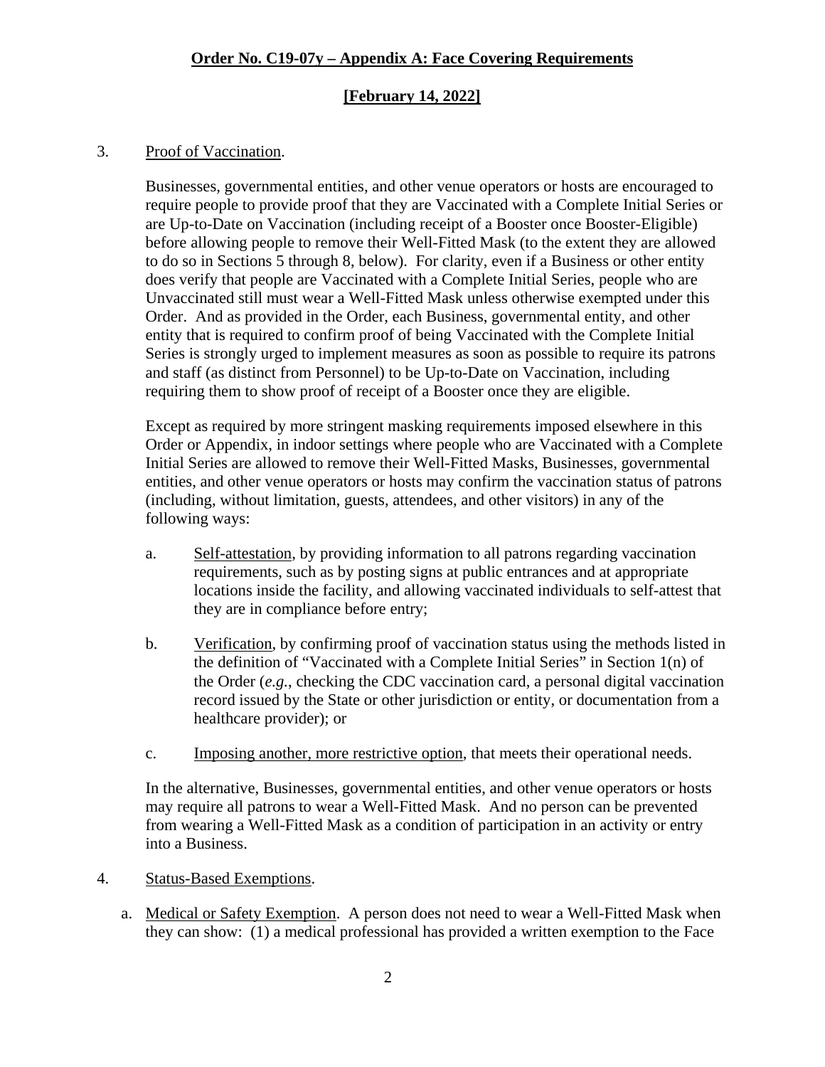**Order No. C19-07y – Appendix A: Face Covering Requirements**

**[February 14, 2022]**

3. Proof of Vaccination.

   Businesses, governmental entities, and other venue operators or hosts are encouraged to require people to provide proof that they are Vaccinated with a Complete Initial Series or are Up-to-Date on Vaccination (including receipt of a Booster once Booster-Eligible) before allowing people to remove their Well-Fitted Mask (to the extent they are allowed to do so in Sections 5 through 8, below). For clarity, even if a Business or other entity does verify that people are Vaccinated with a Complete Initial Series, people who are Unvaccinated still must wear a Well-Fitted Mask unless otherwise exempted under this Order. And as provided in the Order, each Business, governmental entity, and other entity that is required to confirm proof of being Vaccinated with the Complete Initial Series is strongly urged to implement measures as soon as possible to require its patrons and staff (as distinct from Personnel) to be Up-to-Date on Vaccination, including requiring them to show proof of receipt of a Booster once they are eligible.

   Except as required by more stringent masking requirements imposed elsewhere in this Order or Appendix, in indoor settings where people who are Vaccinated with a Complete Initial Series are allowed to remove their Well-Fitted Masks, Businesses, governmental entities, and other venue operators or hosts may confirm the vaccination status of patrons (including, without limitation, guests, attendees, and other visitors) in any of the following ways:

   a. Self-attestation, by providing information to all patrons regarding vaccination requirements, such as by posting signs at public entrances and at appropriate locations inside the facility, and allowing vaccinated individuals to self-attest that they are in compliance before entry;

   b. Verification, by confirming proof of vaccination status using the methods listed in the definition of "Vaccinated with a Complete Initial Series" in Section 1(n) of the Order (*e.g.*, checking the CDC vaccination card, a personal digital vaccination record issued by the State or other jurisdiction or entity, or documentation from a healthcare provider); or

   c. Imposing another, more restrictive option, that meets their operational needs.

   In the alternative, Businesses, governmental entities, and other venue operators or hosts may require all patrons to wear a Well-Fitted Mask. And no person can be prevented from wearing a Well-Fitted Mask as a condition of participation in an activity or entry into a Business.

4. Status-Based Exemptions.

   a. Medical or Safety Exemption. A person does not need to wear a Well-Fitted Mask when they can show: (1) a medical professional has provided a written exemption to the Face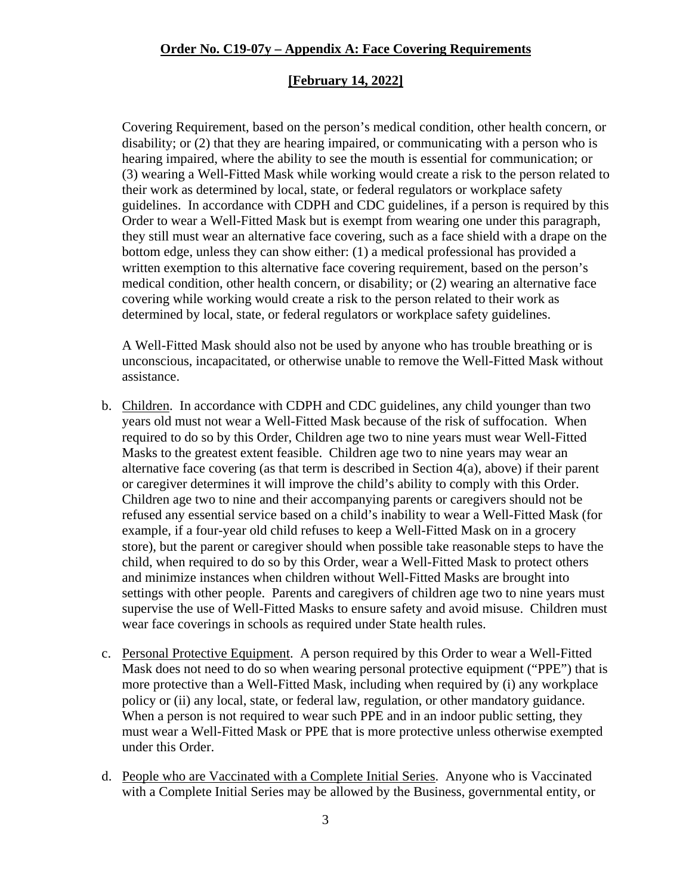Covering Requirement, based on the person's medical condition, other health concern, or disability; or (2) that they are hearing impaired, or communicating with a person who is hearing impaired, where the ability to see the mouth is essential for communication; or (3) wearing a Well-Fitted Mask while working would create a risk to the person related to their work as determined by local, state, or federal regulators or workplace safety guidelines. In accordance with CDPH and CDC guidelines, if a person is required by this Order to wear a Well-Fitted Mask but is exempt from wearing one under this paragraph, they still must wear an alternative face covering, such as a face shield with a drape on the bottom edge, unless they can show either: (1) a medical professional has provided a written exemption to this alternative face covering requirement, based on the person's medical condition, other health concern, or disability; or (2) wearing an alternative face covering while working would create a risk to the person related to their work as determined by local, state, or federal regulators or workplace safety guidelines.

A Well-Fitted Mask should also not be used by anyone who has trouble breathing or is unconscious, incapacitated, or otherwise unable to remove the Well-Fitted Mask without assistance.

b. Children. In accordance with CDPH and CDC guidelines, any child younger than two years old must not wear a Well-Fitted Mask because of the risk of suffocation. When required to do so by this Order, Children age two to nine years must wear Well-Fitted Masks to the greatest extent feasible. Children age two to nine years may wear an alternative face covering (as that term is described in Section 4(a), above) if their parent or caregiver determines it will improve the child's ability to comply with this Order. Children age two to nine and their accompanying parents or caregivers should not be refused any essential service based on a child's inability to wear a Well-Fitted Mask (for example, if a four-year old child refuses to keep a Well-Fitted Mask on in a grocery store), but the parent or caregiver should when possible take reasonable steps to have the child, when required to do so by this Order, wear a Well-Fitted Mask to protect others and minimize instances when children without Well-Fitted Masks are brought into settings with other people. Parents and caregivers of children age two to nine years must supervise the use of Well-Fitted Masks to ensure safety and avoid misuse. Children must wear face coverings in schools as required under State health rules.

c. Personal Protective Equipment. A person required by this Order to wear a Well-Fitted Mask does not need to do so when wearing personal protective equipment ("PPE") that is more protective than a Well-Fitted Mask, including when required by (i) any workplace policy or (ii) any local, state, or federal law, regulation, or other mandatory guidance. When a person is not required to wear such PPE and in an indoor public setting, they must wear a Well-Fitted Mask or PPE that is more protective unless otherwise exempted under this Order.

d. People who are Vaccinated with a Complete Initial Series. Anyone who is Vaccinated with a Complete Initial Series may be allowed by the Business, governmental entity, or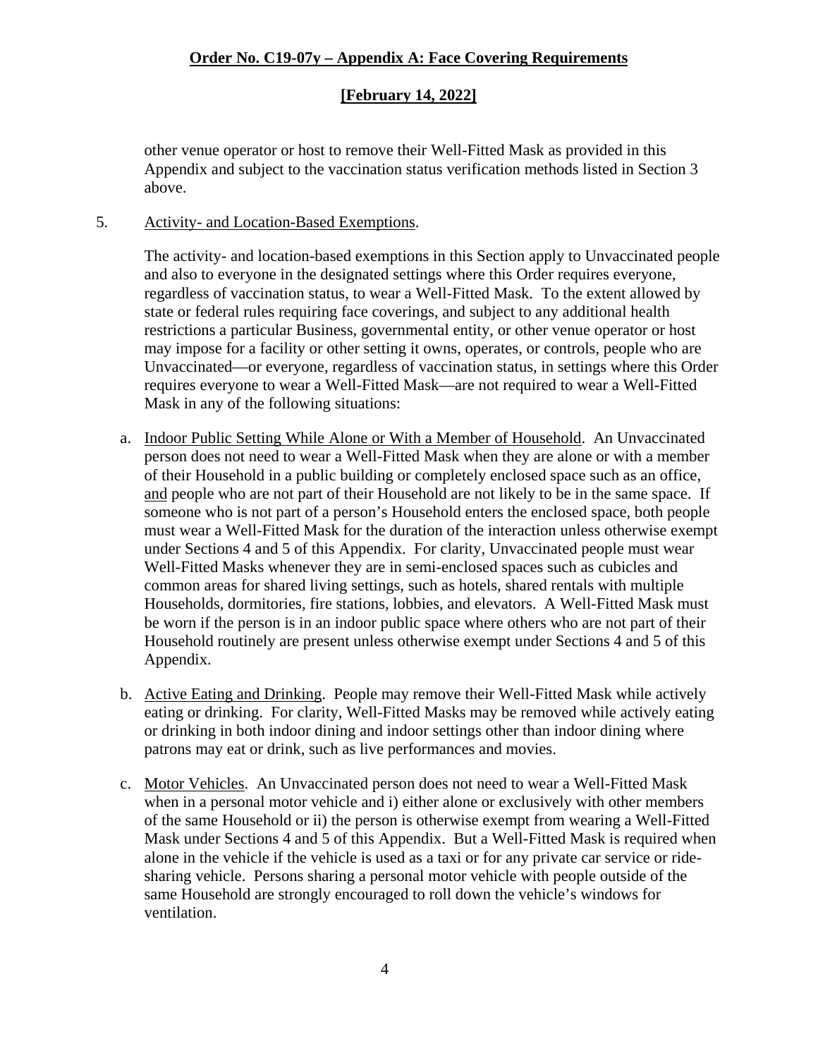other venue operator or host to remove their Well-Fitted Mask as provided in this Appendix and subject to the vaccination status verification methods listed in Section 3 above.

5. Activity- and Location-Based Exemptions.

The activity- and location-based exemptions in this Section apply to Unvaccinated people and also to everyone in the designated settings where this Order requires everyone, regardless of vaccination status, to wear a Well-Fitted Mask. To the extent allowed by state or federal rules requiring face coverings, and subject to any additional health restrictions a particular Business, governmental entity, or other venue operator or host may impose for a facility or other setting it owns, operates, or controls, people who are Unvaccinated—or everyone, regardless of vaccination status, in settings where this Order requires everyone to wear a Well-Fitted Mask—are not required to wear a Well-Fitted Mask in any of the following situations:

a. Indoor Public Setting While Alone or With a Member of Household. An Unvaccinated person does not need to wear a Well-Fitted Mask when they are alone or with a member of their Household in a public building or completely enclosed space such as an office, and people who are not part of their Household are not likely to be in the same space. If someone who is not part of a person's Household enters the enclosed space, both people must wear a Well-Fitted Mask for the duration of the interaction unless otherwise exempt under Sections 4 and 5 of this Appendix. For clarity, Unvaccinated people must wear Well-Fitted Masks whenever they are in semi-enclosed spaces such as cubicles and common areas for shared living settings, such as hotels, shared rentals with multiple Households, dormitories, fire stations, lobbies, and elevators. A Well-Fitted Mask must be worn if the person is in an indoor public space where others who are not part of their Household routinely are present unless otherwise exempt under Sections 4 and 5 of this Appendix.

b. Active Eating and Drinking. People may remove their Well-Fitted Mask while actively eating or drinking. For clarity, Well-Fitted Masks may be removed while actively eating or drinking in both indoor dining and indoor settings other than indoor dining where patrons may eat or drink, such as live performances and movies.

c. Motor Vehicles. An Unvaccinated person does not need to wear a Well-Fitted Mask when in a personal motor vehicle and i) either alone or exclusively with other members of the same Household or ii) the person is otherwise exempt from wearing a Well-Fitted Mask under Sections 4 and 5 of this Appendix. But a Well-Fitted Mask is required when alone in the vehicle if the vehicle is used as a taxi or for any private car service or ride-sharing vehicle. Persons sharing a personal motor vehicle with people outside of the same Household are strongly encouraged to roll down the vehicle's windows for ventilation.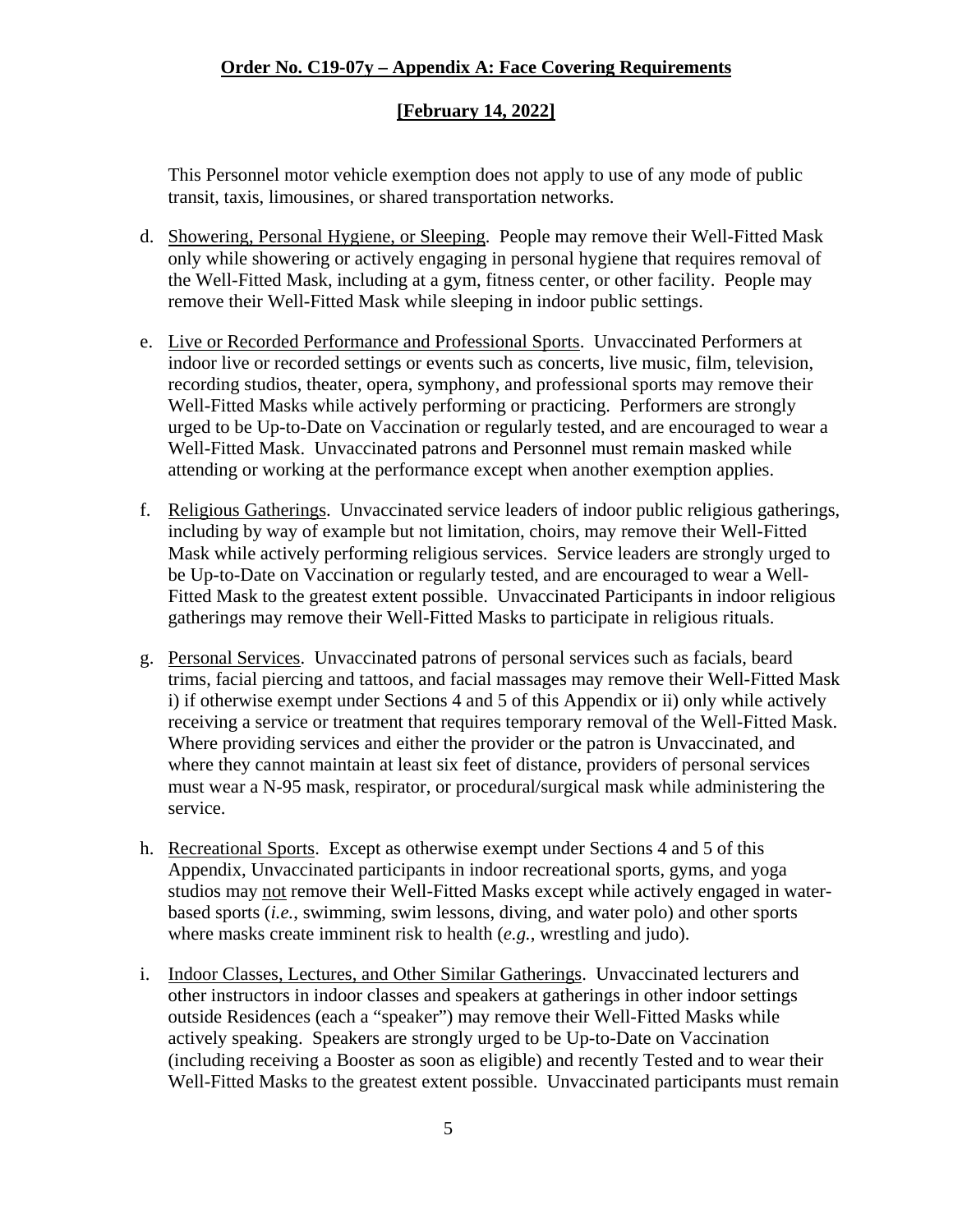This Personnel motor vehicle exemption does not apply to use of any mode of public transit, taxis, limousines, or shared transportation networks.

d. Showering, Personal Hygiene, or Sleeping. People may remove their Well-Fitted Mask only while showering or actively engaging in personal hygiene that requires removal of the Well-Fitted Mask, including at a gym, fitness center, or other facility. People may remove their Well-Fitted Mask while sleeping in indoor public settings.

e. Live or Recorded Performance and Professional Sports. Unvaccinated Performers at indoor live or recorded settings or events such as concerts, live music, film, television, recording studios, theater, opera, symphony, and professional sports may remove their Well-Fitted Masks while actively performing or practicing. Performers are strongly urged to be Up-to-Date on Vaccination or regularly tested, and are encouraged to wear a Well-Fitted Mask. Unvaccinated patrons and Personnel must remain masked while attending or working at the performance except when another exemption applies.

f. Religious Gatherings. Unvaccinated service leaders of indoor public religious gatherings, including by way of example but not limitation, choirs, may remove their Well-Fitted Mask while actively performing religious services. Service leaders are strongly urged to be Up-to-Date on Vaccination or regularly tested, and are encouraged to wear a Well-Fitted Mask to the greatest extent possible. Unvaccinated Participants in indoor religious gatherings may remove their Well-Fitted Masks to participate in religious rituals.

g. Personal Services. Unvaccinated patrons of personal services such as facials, beard trims, facial piercing and tattoos, and facial massages may remove their Well-Fitted Mask i) if otherwise exempt under Sections 4 and 5 of this Appendix or ii) only while actively receiving a service or treatment that requires temporary removal of the Well-Fitted Mask. Where providing services and either the provider or the patron is Unvaccinated, and where they cannot maintain at least six feet of distance, providers of personal services must wear a N-95 mask, respirator, or procedural/surgical mask while administering the service.

h. Recreational Sports. Except as otherwise exempt under Sections 4 and 5 of this Appendix, Unvaccinated participants in indoor recreational sports, gyms, and yoga studios may not remove their Well-Fitted Masks except while actively engaged in water-based sports (*i.e.*, swimming, swim lessons, diving, and water polo) and other sports where masks create imminent risk to health (*e.g.*, wrestling and judo).

i. Indoor Classes, Lectures, and Other Similar Gatherings. Unvaccinated lecturers and other instructors in indoor classes and speakers at gatherings in other indoor settings outside Residences (each a "speaker") may remove their Well-Fitted Masks while actively speaking. Speakers are strongly urged to be Up-to-Date on Vaccination (including receiving a Booster as soon as eligible) and recently Tested and to wear their Well-Fitted Masks to the greatest extent possible. Unvaccinated participants must remain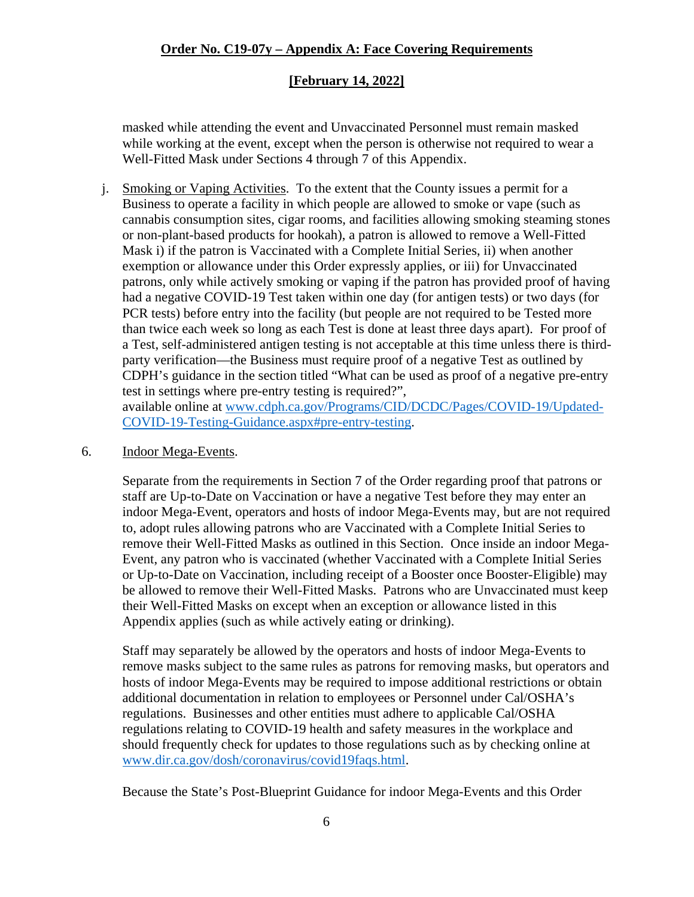masked while attending the event and Unvaccinated Personnel must remain masked while working at the event, except when the person is otherwise not required to wear a Well-Fitted Mask under Sections 4 through 7 of this Appendix.

j. Smoking or Vaping Activities. To the extent that the County issues a permit for a Business to operate a facility in which people are allowed to smoke or vape (such as cannabis consumption sites, cigar rooms, and facilities allowing smoking steaming stones or non-plant-based products for hookah), a patron is allowed to remove a Well-Fitted Mask i) if the patron is Vaccinated with a Complete Initial Series, ii) when another exemption or allowance under this Order expressly applies, or iii) for Unvaccinated patrons, only while actively smoking or vaping if the patron has provided proof of having had a negative COVID-19 Test taken within one day (for antigen tests) or two days (for PCR tests) before entry into the facility (but people are not required to be Tested more than twice each week so long as each Test is done at least three days apart). For proof of a Test, self-administered antigen testing is not acceptable at this time unless there is third-party verification—the Business must require proof of a negative Test as outlined by CDPH's guidance in the section titled "What can be used as proof of a negative pre-entry test in settings where pre-entry testing is required?", available online at [www.cdph.ca.gov/Programs/CID/DCDC/Pages/COVID-19/Updated-COVID-19-Testing-Guidance.aspx#pre-entry-testing](www.cdph.ca.gov/Programs/CID/DCDC/Pages/COVID-19/Updated-COVID-19-Testing-Guidance.aspx#pre-entry-testing).

6. Indoor Mega-Events.

Separate from the requirements in Section 7 of the Order regarding proof that patrons or staff are Up-to-Date on Vaccination or have a negative Test before they may enter an indoor Mega-Event, operators and hosts of indoor Mega-Events may, but are not required to, adopt rules allowing patrons who are Vaccinated with a Complete Initial Series to remove their Well-Fitted Masks as outlined in this Section. Once inside an indoor Mega-Event, any patron who is vaccinated (whether Vaccinated with a Complete Initial Series or Up-to-Date on Vaccination, including receipt of a Booster once Booster-Eligible) may be allowed to remove their Well-Fitted Masks. Patrons who are Unvaccinated must keep their Well-Fitted Masks on except when an exception or allowance listed in this Appendix applies (such as while actively eating or drinking).

Staff may separately be allowed by the operators and hosts of indoor Mega-Events to remove masks subject to the same rules as patrons for removing masks, but operators and hosts of indoor Mega-Events may be required to impose additional restrictions or obtain additional documentation in relation to employees or Personnel under Cal/OSHA's regulations. Businesses and other entities must adhere to applicable Cal/OSHA regulations relating to COVID-19 health and safety measures in the workplace and should frequently check for updates to those regulations such as by checking online at [www.dir.ca.gov/dosh/coronavirus/covid19faqs.html](www.dir.ca.gov/dosh/coronavirus/covid19faqs.html).

Because the State's Post-Blueprint Guidance for indoor Mega-Events and this Order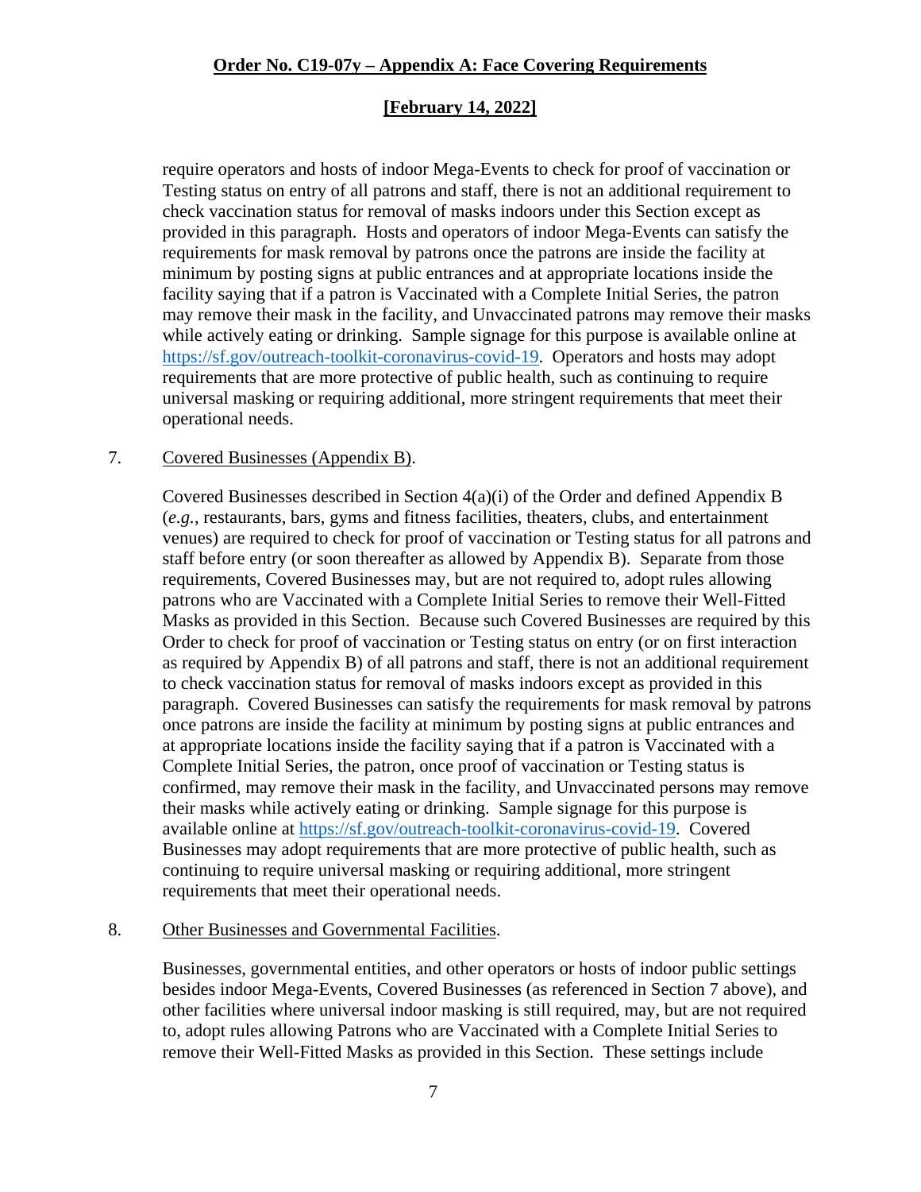require operators and hosts of indoor Mega-Events to check for proof of vaccination or Testing status on entry of all patrons and staff, there is not an additional requirement to check vaccination status for removal of masks indoors under this Section except as provided in this paragraph. Hosts and operators of indoor Mega-Events can satisfy the requirements for mask removal by patrons once the patrons are inside the facility at minimum by posting signs at public entrances and at appropriate locations inside the facility saying that if a patron is Vaccinated with a Complete Initial Series, the patron may remove their mask in the facility, and Unvaccinated patrons may remove their masks while actively eating or drinking. Sample signage for this purpose is available online at https://sf.gov/outreach-toolkit-coronavirus-covid-19. Operators and hosts may adopt requirements that are more protective of public health, such as continuing to require universal masking or requiring additional, more stringent requirements that meet their operational needs.

7. Covered Businesses (Appendix B).

Covered Businesses described in Section 4(a)(i) of the Order and defined Appendix B (*e.g.*, restaurants, bars, gyms and fitness facilities, theaters, clubs, and entertainment venues) are required to check for proof of vaccination or Testing status for all patrons and staff before entry (or soon thereafter as allowed by Appendix B). Separate from those requirements, Covered Businesses may, but are not required to, adopt rules allowing patrons who are Vaccinated with a Complete Initial Series to remove their Well-Fitted Masks as provided in this Section. Because such Covered Businesses are required by this Order to check for proof of vaccination or Testing status on entry (or on first interaction as required by Appendix B) of all patrons and staff, there is not an additional requirement to check vaccination status for removal of masks indoors except as provided in this paragraph. Covered Businesses can satisfy the requirements for mask removal by patrons once patrons are inside the facility at minimum by posting signs at public entrances and at appropriate locations inside the facility saying that if a patron is Vaccinated with a Complete Initial Series, the patron, once proof of vaccination or Testing status is confirmed, may remove their mask in the facility, and Unvaccinated persons may remove their masks while actively eating or drinking. Sample signage for this purpose is available online at https://sf.gov/outreach-toolkit-coronavirus-covid-19. Covered Businesses may adopt requirements that are more protective of public health, such as continuing to require universal masking or requiring additional, more stringent requirements that meet their operational needs.

8. Other Businesses and Governmental Facilities.

Businesses, governmental entities, and other operators or hosts of indoor public settings besides indoor Mega-Events, Covered Businesses (as referenced in Section 7 above), and other facilities where universal indoor masking is still required, may, but are not required to, adopt rules allowing Patrons who are Vaccinated with a Complete Initial Series to remove their Well-Fitted Masks as provided in this Section. These settings include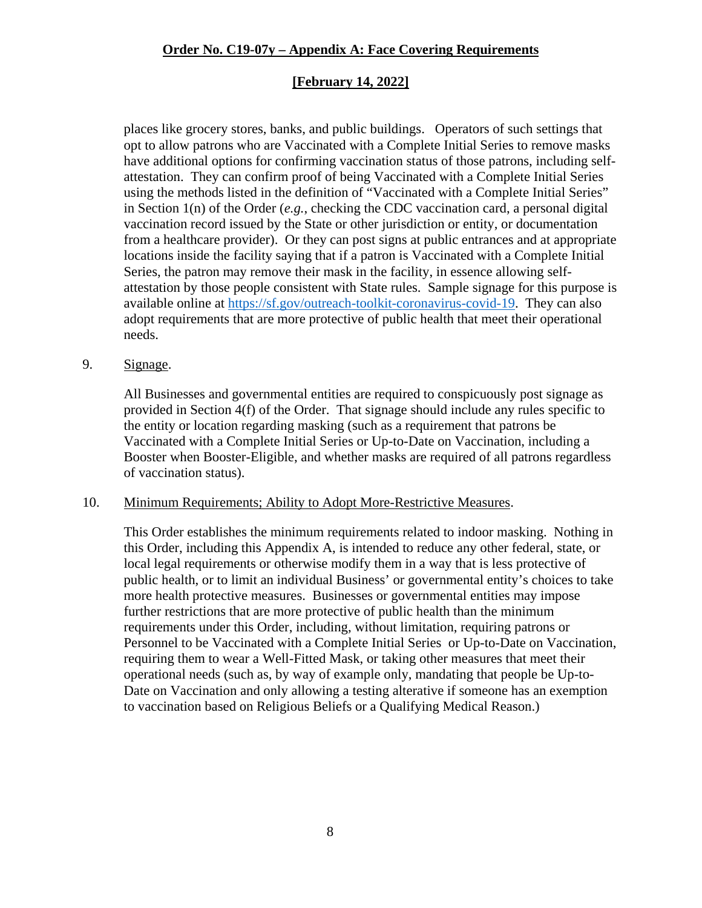places like grocery stores, banks, and public buildings. Operators of such settings that opt to allow patrons who are Vaccinated with a Complete Initial Series to remove masks have additional options for confirming vaccination status of those patrons, including self-attestation. They can confirm proof of being Vaccinated with a Complete Initial Series using the methods listed in the definition of "Vaccinated with a Complete Initial Series" in Section 1(n) of the Order (*e.g.*, checking the CDC vaccination card, a personal digital vaccination record issued by the State or other jurisdiction or entity, or documentation from a healthcare provider). Or they can post signs at public entrances and at appropriate locations inside the facility saying that if a patron is Vaccinated with a Complete Initial Series, the patron may remove their mask in the facility, in essence allowing self-attestation by those people consistent with State rules. Sample signage for this purpose is available online at [https://sf.gov/outreach-toolkit-coronavirus-covid-19](https://sf.gov/outreach-toolkit-coronavirus-covid-19). They can also adopt requirements that are more protective of public health that meet their operational needs.

9. Signage.

All Businesses and governmental entities are required to conspicuously post signage as provided in Section 4(f) of the Order. That signage should include any rules specific to the entity or location regarding masking (such as a requirement that patrons be Vaccinated with a Complete Initial Series or Up-to-Date on Vaccination, including a Booster when Booster-Eligible, and whether masks are required of all patrons regardless of vaccination status).

10. Minimum Requirements; Ability to Adopt More-Restrictive Measures.

This Order establishes the minimum requirements related to indoor masking. Nothing in this Order, including this Appendix A, is intended to reduce any other federal, state, or local legal requirements or otherwise modify them in a way that is less protective of public health, or to limit an individual Business' or governmental entity's choices to take more health protective measures. Businesses or governmental entities may impose further restrictions that are more protective of public health than the minimum requirements under this Order, including, without limitation, requiring patrons or Personnel to be Vaccinated with a Complete Initial Series or Up-to-Date on Vaccination, requiring them to wear a Well-Fitted Mask, or taking other measures that meet their operational needs (such as, by way of example only, mandating that people be Up-to-Date on Vaccination and only allowing a testing alterative if someone has an exemption to vaccination based on Religious Beliefs or a Qualifying Medical Reason.)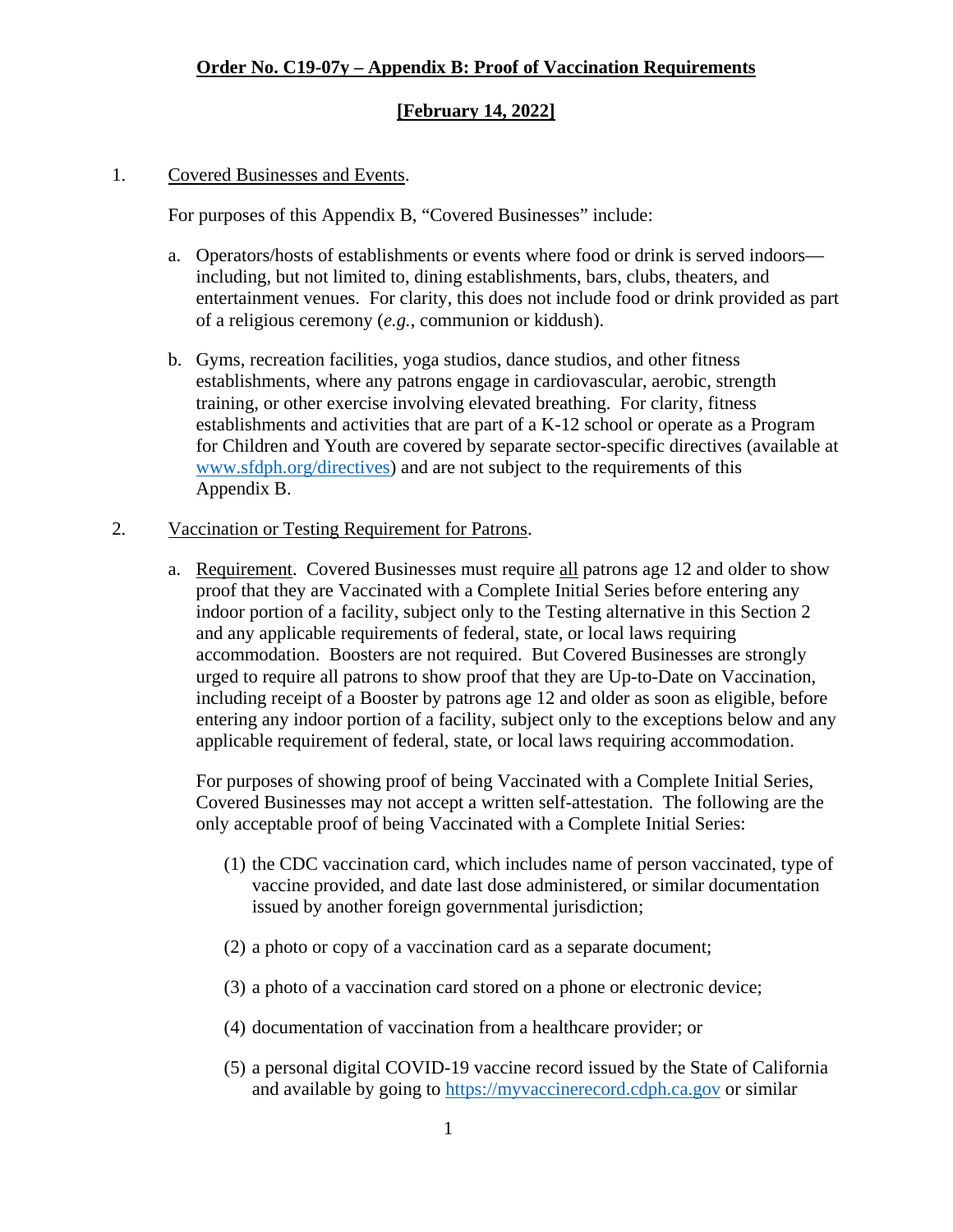**Order No. C19-07y – Appendix B: Proof of Vaccination Requirements**

**[February 14, 2022]**

1. Covered Businesses and Events.

   For purposes of this Appendix B, "Covered Businesses" include:

   a. Operators/hosts of establishments or events where food or drink is served indoors—including, but not limited to, dining establishments, bars, clubs, theaters, and entertainment venues. For clarity, this does not include food or drink provided as part of a religious ceremony (*e.g.*, communion or kiddush).

   b. Gyms, recreation facilities, yoga studios, dance studios, and other fitness establishments, where any patrons engage in cardiovascular, aerobic, strength training, or other exercise involving elevated breathing. For clarity, fitness establishments and activities that are part of a K-12 school or operate as a Program for Children and Youth are covered by separate sector-specific directives (available at www.sfdph.org/directives) and are not subject to the requirements of this Appendix B.

2. Vaccination or Testing Requirement for Patrons.

   a. Requirement. Covered Businesses must require all patrons age 12 and older to show proof that they are Vaccinated with a Complete Initial Series before entering any indoor portion of a facility, subject only to the Testing alternative in this Section 2 and any applicable requirements of federal, state, or local laws requiring accommodation. Boosters are not required. But Covered Businesses are strongly urged to require all patrons to show proof that they are Up-to-Date on Vaccination, including receipt of a Booster by patrons age 12 and older as soon as eligible, before entering any indoor portion of a facility, subject only to the exceptions below and any applicable requirement of federal, state, or local laws requiring accommodation.

   For purposes of showing proof of being Vaccinated with a Complete Initial Series, Covered Businesses may not accept a written self-attestation. The following are the only acceptable proof of being Vaccinated with a Complete Initial Series:

   (1) the CDC vaccination card, which includes name of person vaccinated, type of vaccine provided, and date last dose administered, or similar documentation issued by another foreign governmental jurisdiction;

   (2) a photo or copy of a vaccination card as a separate document;

   (3) a photo of a vaccination card stored on a phone or electronic device;

   (4) documentation of vaccination from a healthcare provider; or

   (5) a personal digital COVID-19 vaccine record issued by the State of California and available by going to https://myvaccinerecord.cdph.ca.gov or similar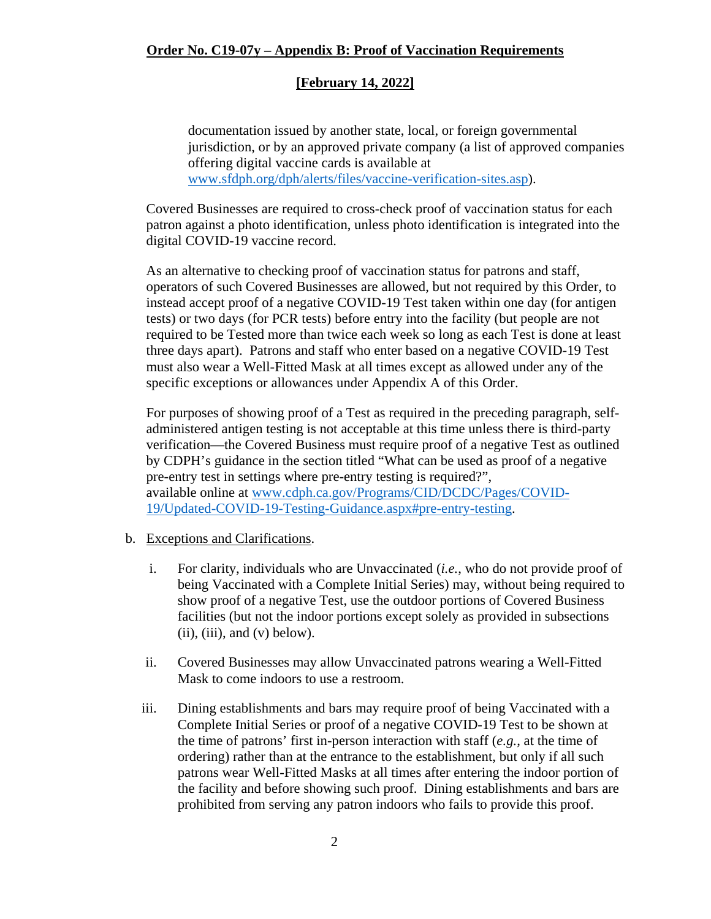documentation issued by another state, local, or foreign governmental jurisdiction, or by an approved private company (a list of approved companies offering digital vaccine cards is available at www.sfdph.org/dph/alerts/files/vaccine-verification-sites.asp).

Covered Businesses are required to cross-check proof of vaccination status for each patron against a photo identification, unless photo identification is integrated into the digital COVID-19 vaccine record.

As an alternative to checking proof of vaccination status for patrons and staff, operators of such Covered Businesses are allowed, but not required by this Order, to instead accept proof of a negative COVID-19 Test taken within one day (for antigen tests) or two days (for PCR tests) before entry into the facility (but people are not required to be Tested more than twice each week so long as each Test is done at least three days apart). Patrons and staff who enter based on a negative COVID-19 Test must also wear a Well-Fitted Mask at all times except as allowed under any of the specific exceptions or allowances under Appendix A of this Order.

For purposes of showing proof of a Test as required in the preceding paragraph, self-administered antigen testing is not acceptable at this time unless there is third-party verification—the Covered Business must require proof of a negative Test as outlined by CDPH's guidance in the section titled "What can be used as proof of a negative pre-entry test in settings where pre-entry testing is required?", available online at www.cdph.ca.gov/Programs/CID/DCDC/Pages/COVID-19/Updated-COVID-19-Testing-Guidance.aspx#pre-entry-testing.

b. Exceptions and Clarifications.

i. For clarity, individuals who are Unvaccinated (*i.e.*, who do not provide proof of being Vaccinated with a Complete Initial Series) may, without being required to show proof of a negative Test, use the outdoor portions of Covered Business facilities (but not the indoor portions except solely as provided in subsections (ii), (iii), and (v) below).

ii. Covered Businesses may allow Unvaccinated patrons wearing a Well-Fitted Mask to come indoors to use a restroom.

iii. Dining establishments and bars may require proof of being Vaccinated with a Complete Initial Series or proof of a negative COVID-19 Test to be shown at the time of patrons' first in-person interaction with staff (*e.g.*, at the time of ordering) rather than at the entrance to the establishment, but only if all such patrons wear Well-Fitted Masks at all times after entering the indoor portion of the facility and before showing such proof. Dining establishments and bars are prohibited from serving any patron indoors who fails to provide this proof.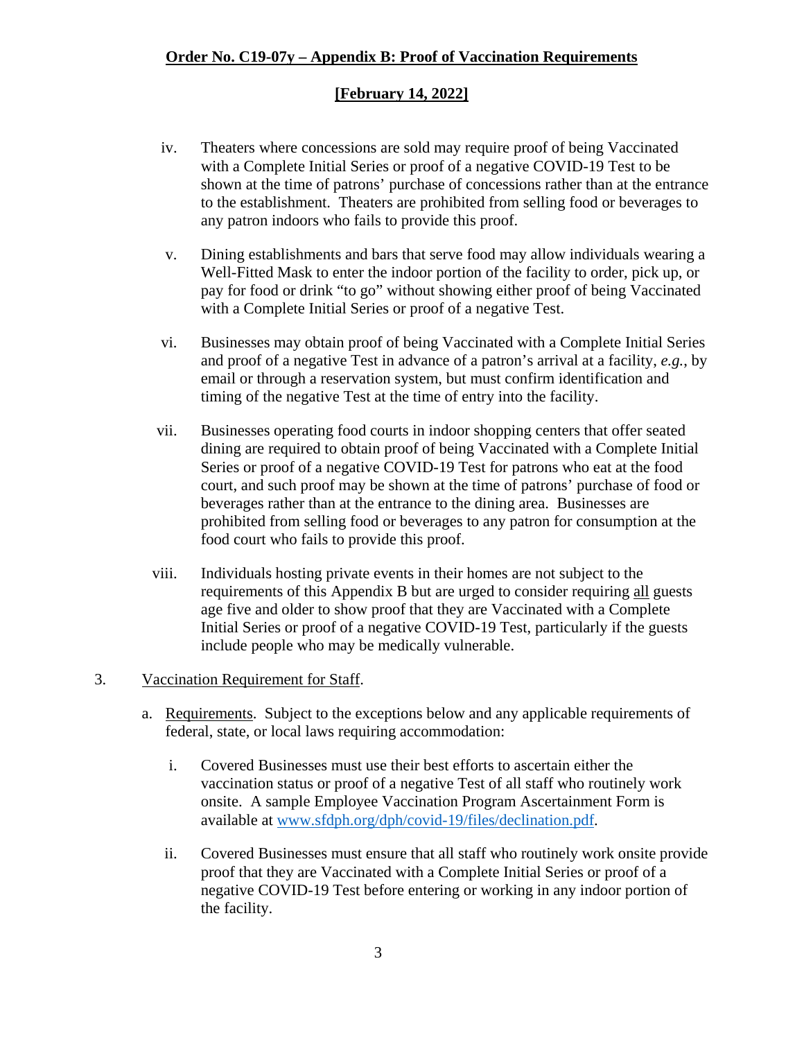**Order No. C19-07y – Appendix B: Proof of Vaccination Requirements**

**[February 14, 2022]**

iv. Theaters where concessions are sold may require proof of being Vaccinated with a Complete Initial Series or proof of a negative COVID-19 Test to be shown at the time of patrons' purchase of concessions rather than at the entrance to the establishment. Theaters are prohibited from selling food or beverages to any patron indoors who fails to provide this proof.

v. Dining establishments and bars that serve food may allow individuals wearing a Well-Fitted Mask to enter the indoor portion of the facility to order, pick up, or pay for food or drink "to go" without showing either proof of being Vaccinated with a Complete Initial Series or proof of a negative Test.

vi. Businesses may obtain proof of being Vaccinated with a Complete Initial Series and proof of a negative Test in advance of a patron's arrival at a facility, *e.g.*, by email or through a reservation system, but must confirm identification and timing of the negative Test at the time of entry into the facility.

vii. Businesses operating food courts in indoor shopping centers that offer seated dining are required to obtain proof of being Vaccinated with a Complete Initial Series or proof of a negative COVID-19 Test for patrons who eat at the food court, and such proof may be shown at the time of patrons' purchase of food or beverages rather than at the entrance to the dining area. Businesses are prohibited from selling food or beverages to any patron for consumption at the food court who fails to provide this proof.

viii. Individuals hosting private events in their homes are not subject to the requirements of this Appendix B but are urged to consider requiring all guests age five and older to show proof that they are Vaccinated with a Complete Initial Series or proof of a negative COVID-19 Test, particularly if the guests include people who may be medically vulnerable.

3. Vaccination Requirement for Staff.

a. Requirements. Subject to the exceptions below and any applicable requirements of federal, state, or local laws requiring accommodation:

i. Covered Businesses must use their best efforts to ascertain either the vaccination status or proof of a negative Test of all staff who routinely work onsite. A sample Employee Vaccination Program Ascertainment Form is available at www.sfdph.org/dph/covid-19/files/declination.pdf.

ii. Covered Businesses must ensure that all staff who routinely work onsite provide proof that they are Vaccinated with a Complete Initial Series or proof of a negative COVID-19 Test before entering or working in any indoor portion of the facility.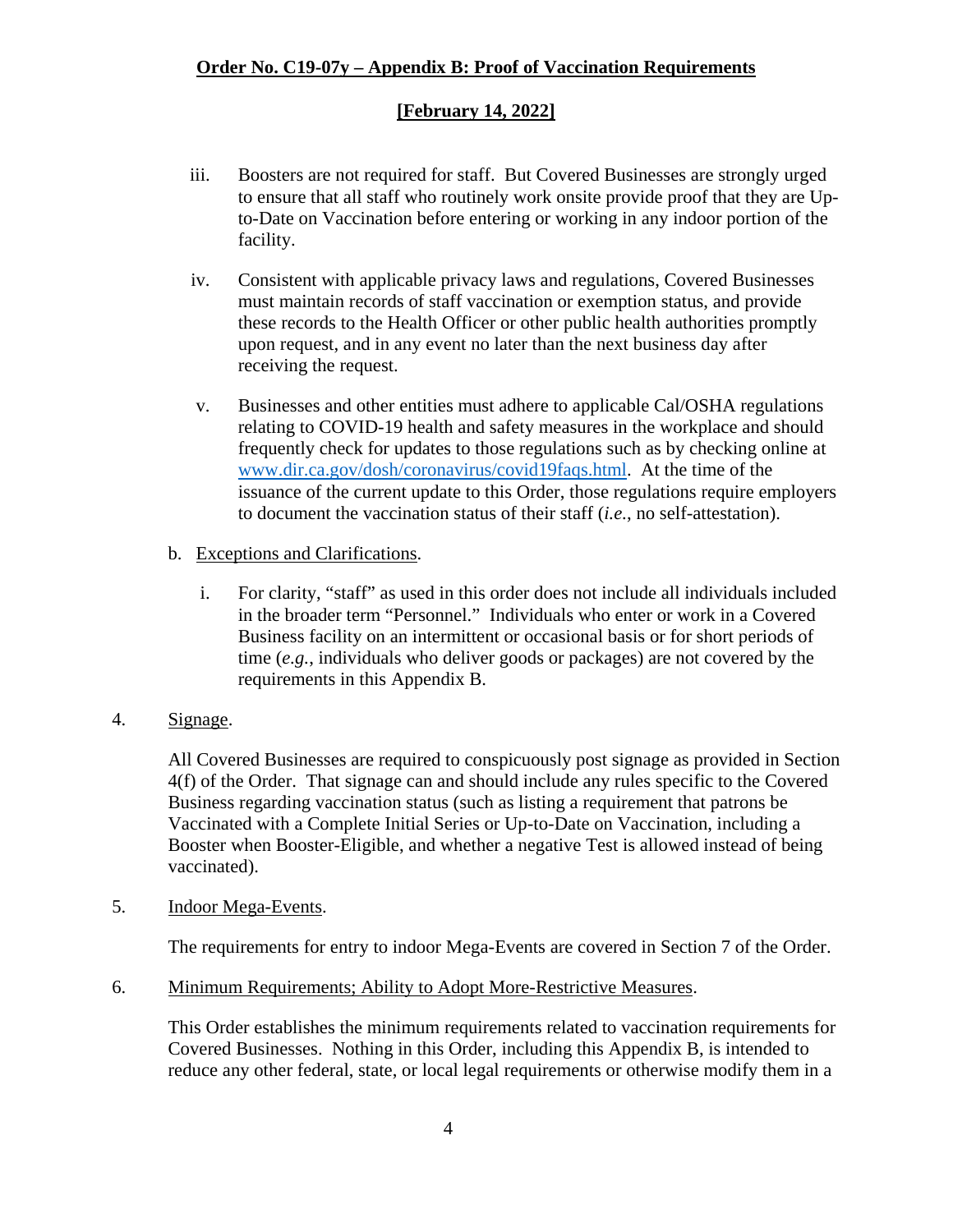iii. Boosters are not required for staff. But Covered Businesses are strongly urged to ensure that all staff who routinely work onsite provide proof that they are Up-to-Date on Vaccination before entering or working in any indoor portion of the facility.

iv. Consistent with applicable privacy laws and regulations, Covered Businesses must maintain records of staff vaccination or exemption status, and provide these records to the Health Officer or other public health authorities promptly upon request, and in any event no later than the next business day after receiving the request.

v. Businesses and other entities must adhere to applicable Cal/OSHA regulations relating to COVID-19 health and safety measures in the workplace and should frequently check for updates to those regulations such as by checking online at [www.dir.ca.gov/dosh/coronavirus/covid19faqs.html](www.dir.ca.gov/dosh/coronavirus/covid19faqs.html). At the time of the issuance of the current update to this Order, those regulations require employers to document the vaccination status of their staff (*i.e.*, no self-attestation).

b. Exceptions and Clarifications.

i. For clarity, "staff" as used in this order does not include all individuals included in the broader term "Personnel." Individuals who enter or work in a Covered Business facility on an intermittent or occasional basis or for short periods of time (*e.g.*, individuals who deliver goods or packages) are not covered by the requirements in this Appendix B.

4. Signage.

All Covered Businesses are required to conspicuously post signage as provided in Section 4(f) of the Order. That signage can and should include any rules specific to the Covered Business regarding vaccination status (such as listing a requirement that patrons be Vaccinated with a Complete Initial Series or Up-to-Date on Vaccination, including a Booster when Booster-Eligible, and whether a negative Test is allowed instead of being vaccinated).

5. Indoor Mega-Events.

The requirements for entry to indoor Mega-Events are covered in Section 7 of the Order.

6. Minimum Requirements; Ability to Adopt More-Restrictive Measures.

This Order establishes the minimum requirements related to vaccination requirements for Covered Businesses. Nothing in this Order, including this Appendix B, is intended to reduce any other federal, state, or local legal requirements or otherwise modify them in a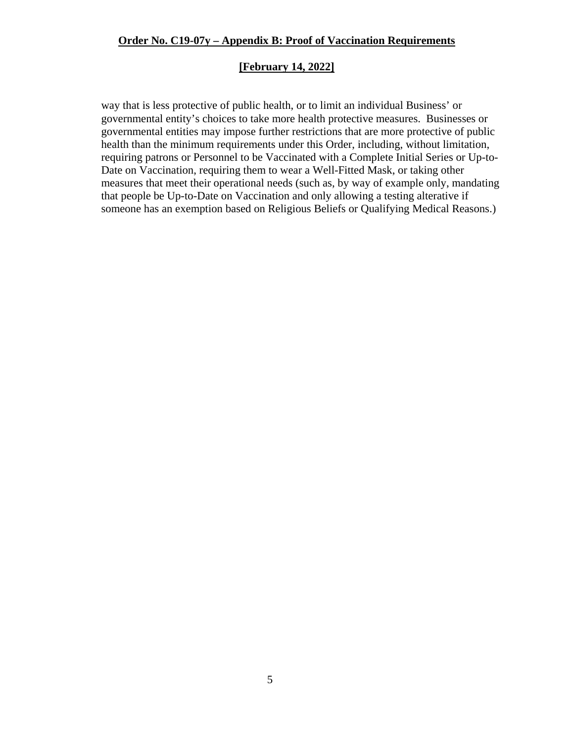way that is less protective of public health, or to limit an individual Business' or governmental entity's choices to take more health protective measures. Businesses or governmental entities may impose further restrictions that are more protective of public health than the minimum requirements under this Order, including, without limitation, requiring patrons or Personnel to be Vaccinated with a Complete Initial Series or Up-to-Date on Vaccination, requiring them to wear a Well-Fitted Mask, or taking other measures that meet their operational needs (such as, by way of example only, mandating that people be Up-to-Date on Vaccination and only allowing a testing alterative if someone has an exemption based on Religious Beliefs or Qualifying Medical Reasons.)